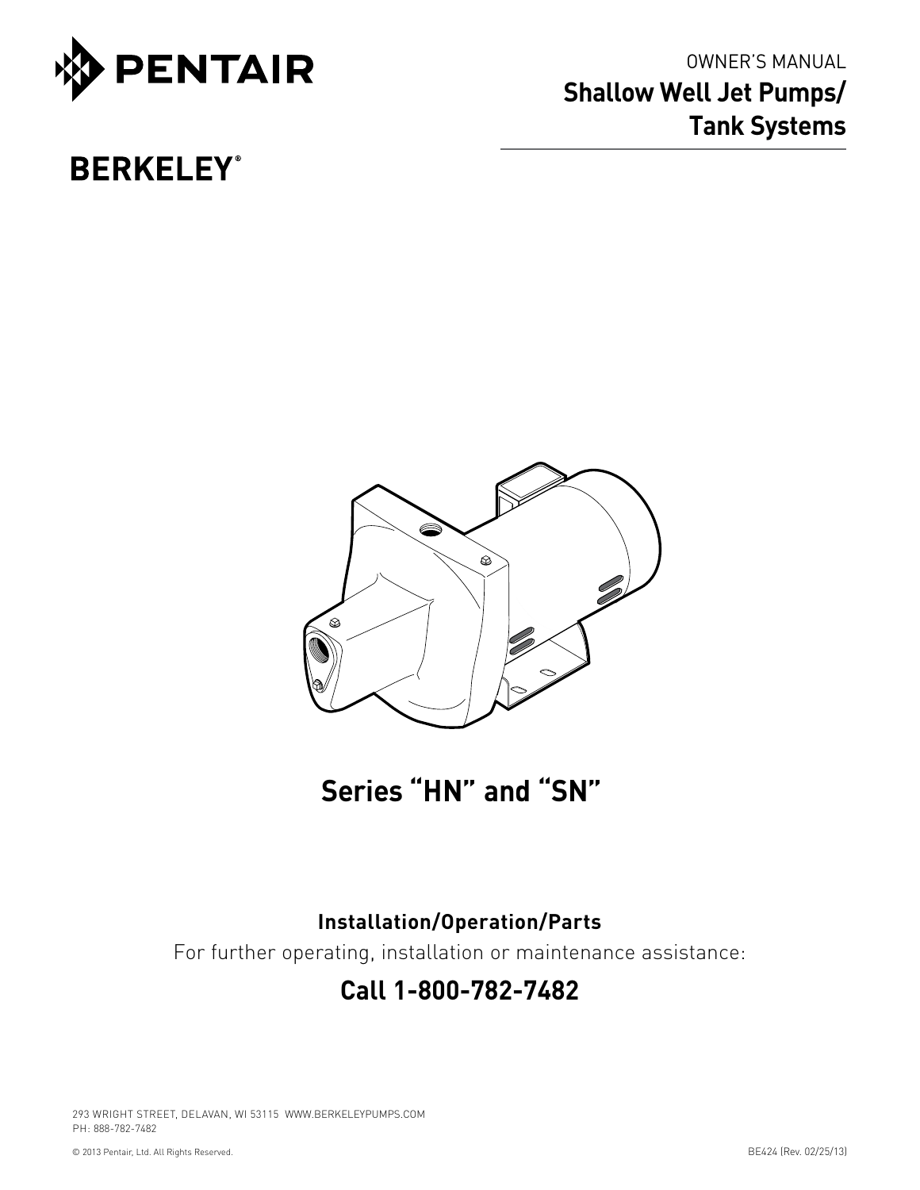PENTAIR

BERKELEY®

OWNER'S MANUAL

# Shallow Well Jet Pumps/ Tank Systems

## Series "HN" and "SN"

**Installation/Operation/Parts**

For further operating, installation or maintenance assistance:

**Call 1-800-782-7482**

293 WRIGHT STREET, DELAVAN, WI 53115 WWW.BERKELEYPUMPS.COM
PH: 888-782-7482

© 2013 Pentair, Ltd. All Rights Reserved.

BE424 (Rev. 02/25/13)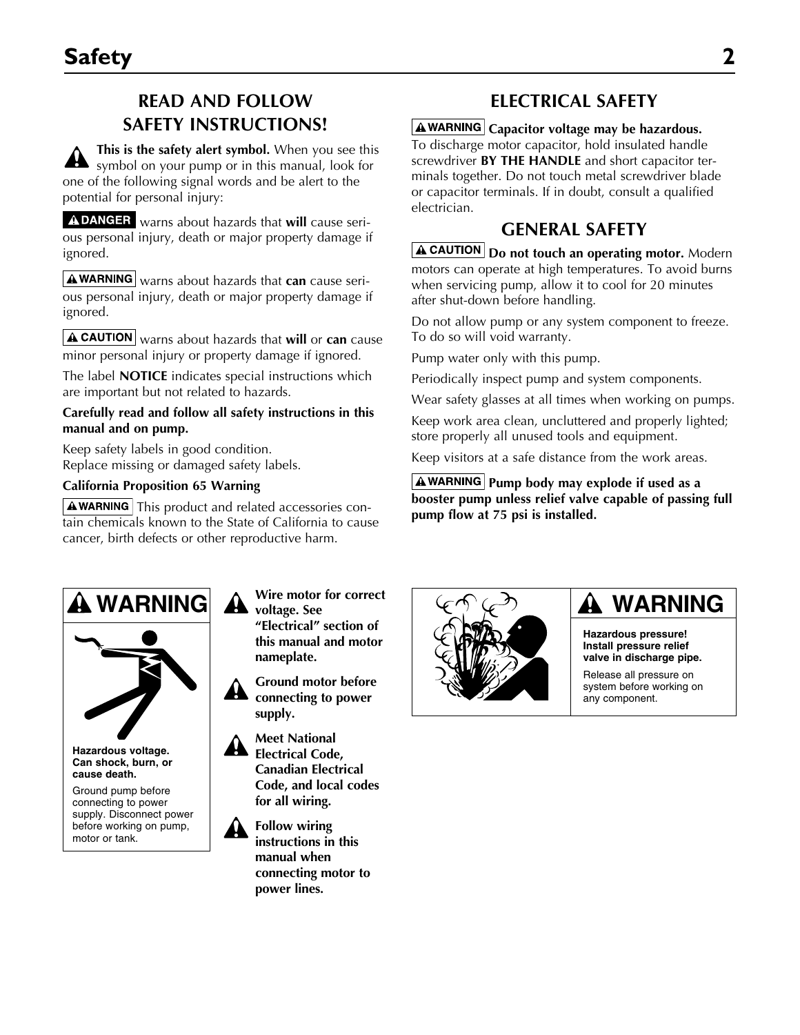# Safety

## READ AND FOLLOW SAFETY INSTRUCTIONS!

⚠ **This is the safety alert symbol.** When you see this symbol on your pump or in this manual, look for one of the following signal words and be alert to the potential for personal injury:

**⚠ DANGER** warns about hazards that **will** cause serious personal injury, death or major property damage if ignored.

**⚠ WARNING** warns about hazards that **can** cause serious personal injury, death or major property damage if ignored.

**⚠ CAUTION** warns about hazards that **will** or **can** cause minor personal injury or property damage if ignored.

The label **NOTICE** indicates special instructions which are important but not related to hazards.

**Carefully read and follow all safety instructions in this manual and on pump.**

Keep safety labels in good condition.
Replace missing or damaged safety labels.

**California Proposition 65 Warning**

**⚠ WARNING** This product and related accessories contain chemicals known to the State of California to cause cancer, birth defects or other reproductive harm.

## ELECTRICAL SAFETY

**⚠ WARNING** **Capacitor voltage may be hazardous.** To discharge motor capacitor, hold insulated handle screwdriver **BY THE HANDLE** and short capacitor terminals together. Do not touch metal screwdriver blade or capacitor terminals. If in doubt, consult a qualified electrician.

## GENERAL SAFETY

**⚠ CAUTION** **Do not touch an operating motor.** Modern motors can operate at high temperatures. To avoid burns when servicing pump, allow it to cool for 20 minutes after shut-down before handling.

Do not allow pump or any system component to freeze. To do so will void warranty.

Pump water only with this pump.

Periodically inspect pump and system components.

Wear safety glasses at all times when working on pumps.

Keep work area clean, uncluttered and properly lighted; store properly all unused tools and equipment.

Keep visitors at a safe distance from the work areas.

**⚠ WARNING** **Pump body may explode if used as a booster pump unless relief valve capable of passing full pump flow at 75 psi is installed.**

**⚠ WARNING**

**Hazardous voltage. Can shock, burn, or cause death.**

Ground pump before connecting to power supply. Disconnect power before working on pump, motor or tank.

⚠ **Wire motor for correct voltage. See "Electrical" section of this manual and motor nameplate.**

⚠ **Ground motor before connecting to power supply.**

⚠ **Meet National Electrical Code, Canadian Electrical Code, and local codes for all wiring.**

⚠ **Follow wiring instructions in this manual when connecting motor to power lines.**

**⚠ WARNING**

**Hazardous pressure! Install pressure relief valve in discharge pipe.**

Release all pressure on system before working on any component.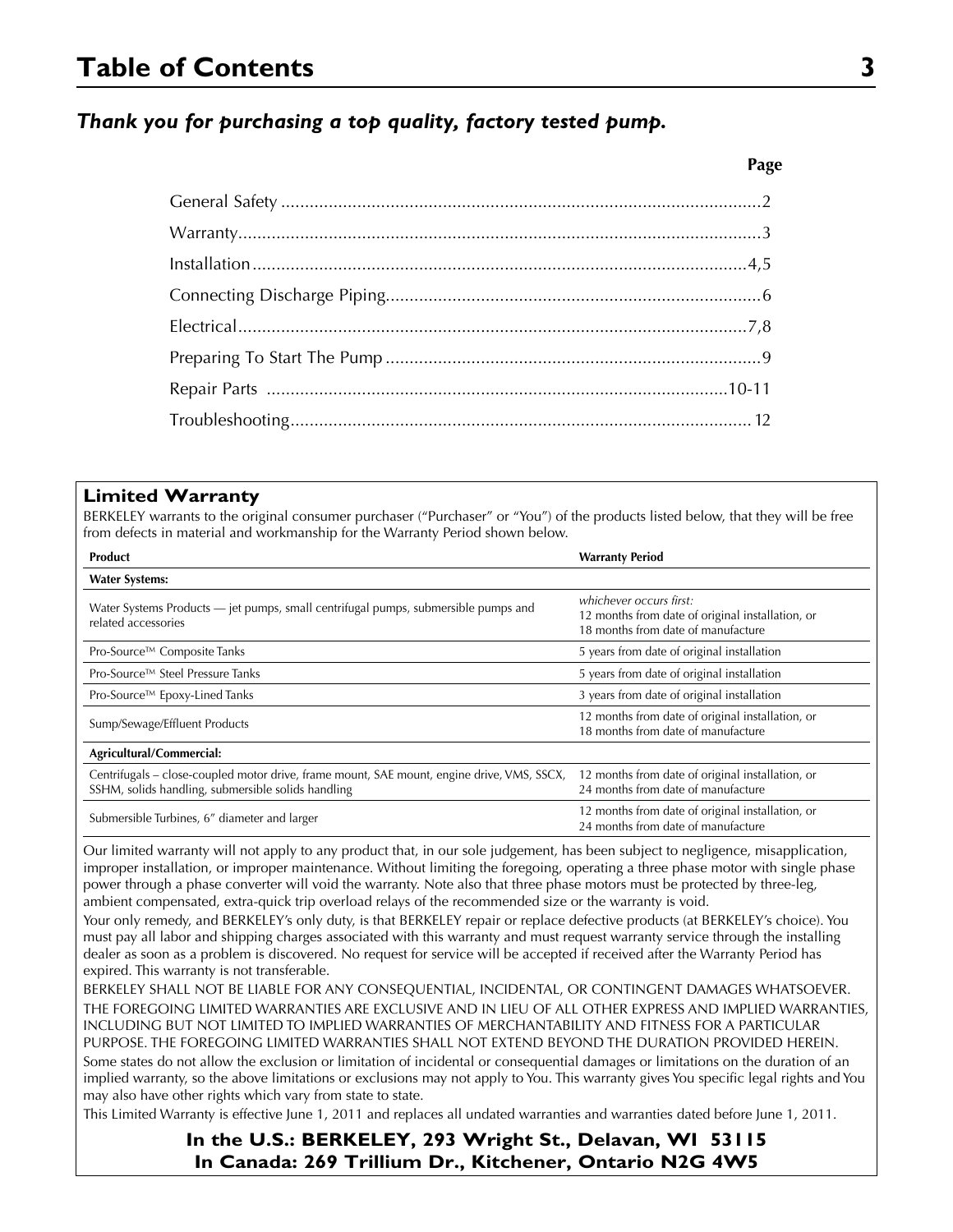# Table of Contents

***Thank you for purchasing a top quality, factory tested pump.***

| | Page |
|---|---|
| General Safety | 2 |
| Warranty | 3 |
| Installation | 4,5 |
| Connecting Discharge Piping | 6 |
| Electrical | 7,8 |
| Preparing To Start The Pump | 9 |
| Repair Parts | 10-11 |
| Troubleshooting | 12 |

## Limited Warranty

BERKELEY warrants to the original consumer purchaser ("Purchaser" or "You") of the products listed below, that they will be free from defects in material and workmanship for the Warranty Period shown below.

| Product | Warranty Period |
|---|---|
| **Water Systems:** | |
| Water Systems Products — jet pumps, small centrifugal pumps, submersible pumps and related accessories | *whichever occurs first:* 12 months from date of original installation, or 18 months from date of manufacture |
| Pro-Source™ Composite Tanks | 5 years from date of original installation |
| Pro-Source™ Steel Pressure Tanks | 5 years from date of original installation |
| Pro-Source™ Epoxy-Lined Tanks | 3 years from date of original installation |
| Sump/Sewage/Effluent Products | 12 months from date of original installation, or 18 months from date of manufacture |
| **Agricultural/Commercial:** | |
| Centrifugals – close-coupled motor drive, frame mount, SAE mount, engine drive, VMS, SSCX, SSHM, solids handling, submersible solids handling | 12 months from date of original installation, or 24 months from date of manufacture |
| Submersible Turbines, 6" diameter and larger | 12 months from date of original installation, or 24 months from date of manufacture |

Our limited warranty will not apply to any product that, in our sole judgement, has been subject to negligence, misapplication, improper installation, or improper maintenance. Without limiting the foregoing, operating a three phase motor with single phase power through a phase converter will void the warranty. Note also that three phase motors must be protected by three-leg, ambient compensated, extra-quick trip overload relays of the recommended size or the warranty is void.

Your only remedy, and BERKELEY's only duty, is that BERKELEY repair or replace defective products (at BERKELEY's choice). You must pay all labor and shipping charges associated with this warranty and must request warranty service through the installing dealer as soon as a problem is discovered. No request for service will be accepted if received after the Warranty Period has expired. This warranty is not transferable.

BERKELEY SHALL NOT BE LIABLE FOR ANY CONSEQUENTIAL, INCIDENTAL, OR CONTINGENT DAMAGES WHATSOEVER.

THE FOREGOING LIMITED WARRANTIES ARE EXCLUSIVE AND IN LIEU OF ALL OTHER EXPRESS AND IMPLIED WARRANTIES, INCLUDING BUT NOT LIMITED TO IMPLIED WARRANTIES OF MERCHANTABILITY AND FITNESS FOR A PARTICULAR PURPOSE. THE FOREGOING LIMITED WARRANTIES SHALL NOT EXTEND BEYOND THE DURATION PROVIDED HEREIN.

Some states do not allow the exclusion or limitation of incidental or consequential damages or limitations on the duration of an implied warranty, so the above limitations or exclusions may not apply to You. This warranty gives You specific legal rights and You may also have other rights which vary from state to state.

This Limited Warranty is effective June 1, 2011 and replaces all undated warranties and warranties dated before June 1, 2011.

**In the U.S.: BERKELEY, 293 Wright St., Delavan, WI 53115**
**In Canada: 269 Trillium Dr., Kitchener, Ontario N2G 4W5**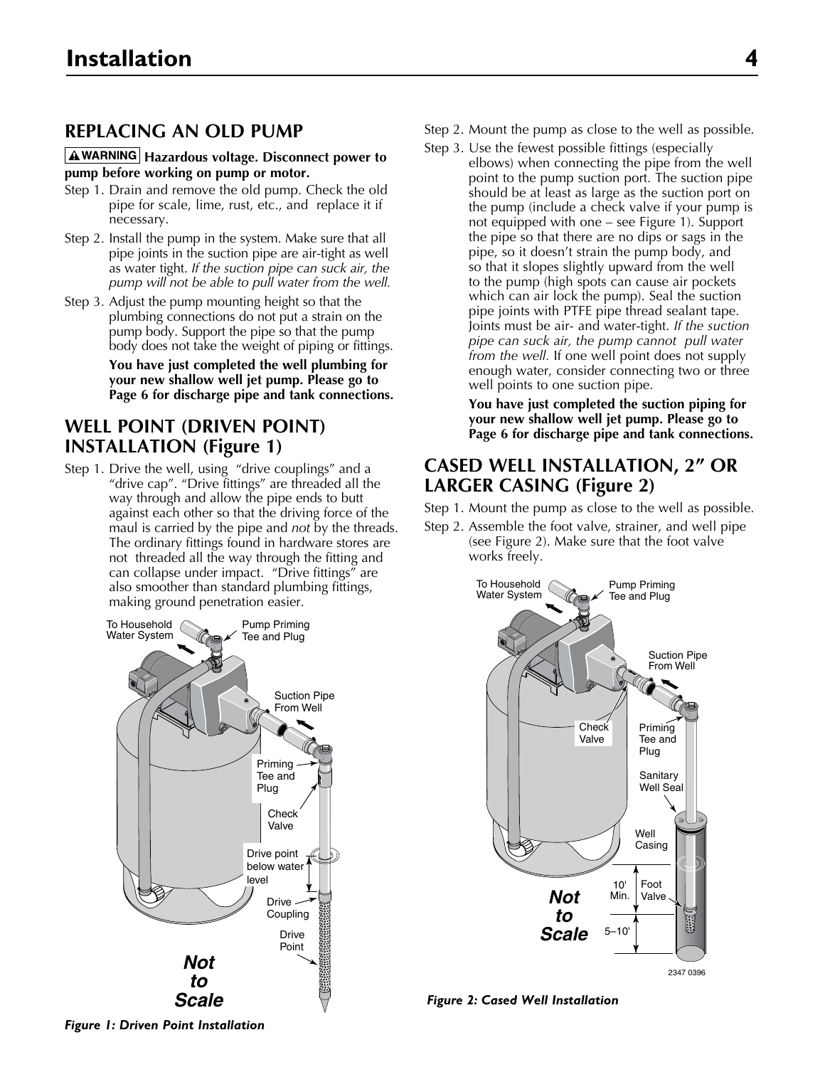## REPLACING AN OLD PUMP

**⚠WARNING Hazardous voltage. Disconnect power to pump before working on pump or motor.**

Step 1. Drain and remove the old pump. Check the old pipe for scale, lime, rust, etc., and replace it if necessary.

Step 2. Install the pump in the system. Make sure that all pipe joints in the suction pipe are air-tight as well as water tight. *If the suction pipe can suck air, the pump will not be able to pull water from the well.*

Step 3. Adjust the pump mounting height so that the plumbing connections do not put a strain on the pump body. Support the pipe so that the pump body does not take the weight of piping or fittings.

**You have just completed the well plumbing for your new shallow well jet pump. Please go to Page 6 for discharge pipe and tank connections.**

## WELL POINT (DRIVEN POINT) INSTALLATION (Figure 1)

Step 1. Drive the well, using "drive couplings" and a "drive cap". "Drive fittings" are threaded all the way through and allow the pipe ends to butt against each other so that the driving force of the maul is carried by the pipe and *not* by the threads. The ordinary fittings found in hardware stores are not threaded all the way through the fitting and can collapse under impact. "Drive fittings" are also smoother than standard plumbing fittings, making ground penetration easier.

To Household Water System · Pump Priming Tee and Plug · Suction Pipe From Well · Priming Tee and Plug · Check Valve · Drive point below water level · Drive Coupling · Drive Point · Not to Scale

*Figure 1: Driven Point Installation*

Step 2. Mount the pump as close to the well as possible.

Step 3. Use the fewest possible fittings (especially elbows) when connecting the pipe from the well point to the pump suction port. The suction pipe should be at least as large as the suction port on the pump (include a check valve if your pump is not equipped with one – see Figure 1). Support the pipe so that there are no dips or sags in the pipe, so it doesn't strain the pump body, and so that it slopes slightly upward from the well to the pump (high spots can cause air pockets which can air lock the pump). Seal the suction pipe joints with PTFE pipe thread sealant tape. Joints must be air- and water-tight. *If the suction pipe can suck air, the pump cannot pull water from the well.* If one well point does not supply enough water, consider connecting two or three well points to one suction pipe.

**You have just completed the suction piping for your new shallow well jet pump. Please go to Page 6 for discharge pipe and tank connections.**

## CASED WELL INSTALLATION, 2" OR LARGER CASING (Figure 2)

Step 1. Mount the pump as close to the well as possible.

Step 2. Assemble the foot valve, strainer, and well pipe (see Figure 2). Make sure that the foot valve works freely.

To Household Water System · Pump Priming Tee and Plug · Suction Pipe From Well · Check Valve · Priming Tee and Plug · Sanitary Well Seal · Well Casing · 10' Min. · Foot Valve · 5–10' · Not to Scale · 2347 0396

*Figure 2: Cased Well Installation*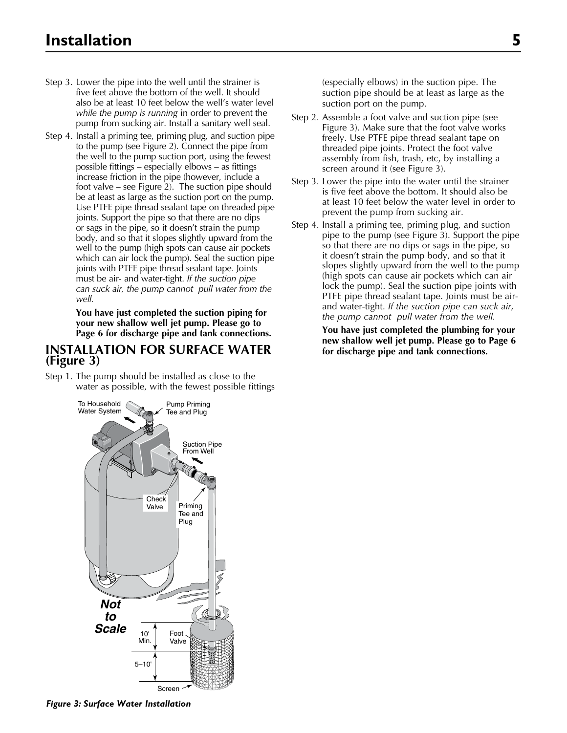Step 3. Lower the pipe into the well until the strainer is five feet above the bottom of the well. It should also be at least 10 feet below the well's water level *while the pump is running* in order to prevent the pump from sucking air. Install a sanitary well seal.

Step 4. Install a priming tee, priming plug, and suction pipe to the pump (see Figure 2). Connect the pipe from the well to the pump suction port, using the fewest possible fittings – especially elbows – as fittings increase friction in the pipe (however, include a foot valve – see Figure 2). The suction pipe should be at least as large as the suction port on the pump. Use PTFE pipe thread sealant tape on threaded pipe joints. Support the pipe so that there are no dips or sags in the pipe, so it doesn't strain the pump body, and so that it slopes slightly upward from the well to the pump (high spots can cause air pockets which can air lock the pump). Seal the suction pipe joints with PTFE pipe thread sealant tape. Joints must be air- and water-tight. *If the suction pipe can suck air, the pump cannot pull water from the well.*

**You have just completed the suction piping for your new shallow well jet pump. Please go to Page 6 for discharge pipe and tank connections.**

## INSTALLATION FOR SURFACE WATER (Figure 3)

Step 1. The pump should be installed as close to the water as possible, with the fewest possible fittings (especially elbows) in the suction pipe. The suction pipe should be at least as large as the suction port on the pump.

Step 2. Assemble a foot valve and suction pipe (see Figure 3). Make sure that the foot valve works freely. Use PTFE pipe thread sealant tape on threaded pipe joints. Protect the foot valve assembly from fish, trash, etc, by installing a screen around it (see Figure 3).

Step 3. Lower the pipe into the water until the strainer is five feet above the bottom. It should also be at least 10 feet below the water level in order to prevent the pump from sucking air.

Step 4. Install a priming tee, priming plug, and suction pipe to the pump (see Figure 3). Support the pipe so that there are no dips or sags in the pipe, so it doesn't strain the pump body, and so that it slopes slightly upward from the well to the pump (high spots can cause air pockets which can air lock the pump). Seal the suction pipe joints with PTFE pipe thread sealant tape. Joints must be air- and water-tight. *If the suction pipe can suck air, the pump cannot pull water from the well.*

**You have just completed the plumbing for your new shallow well jet pump. Please go to Page 6 for discharge pipe and tank connections.**

To Household Water System | Pump Priming Tee and Plug | Suction Pipe From Well | Check Valve | Priming Tee and Plug | Not to Scale | 10' Min. | 5–10' | Foot Valve | Screen

*Figure 3: Surface Water Installation*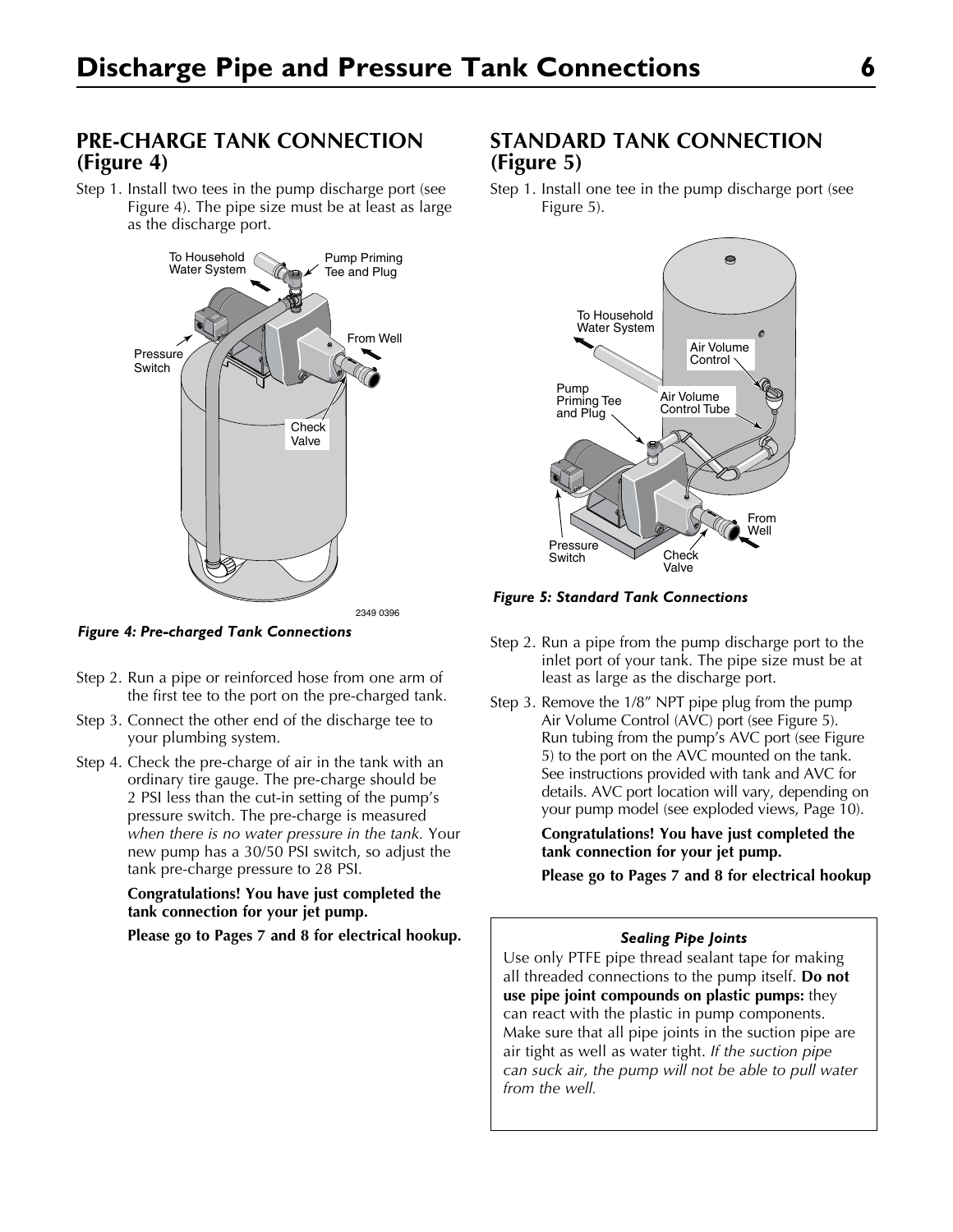# Discharge Pipe and Pressure Tank Connections

## PRE-CHARGE TANK CONNECTION (Figure 4)

Step 1. Install two tees in the pump discharge port (see Figure 4). The pipe size must be at least as large as the discharge port.

*Figure 4: Pre-charged Tank Connections*

Step 2. Run a pipe or reinforced hose from one arm of the first tee to the port on the pre-charged tank.

Step 3. Connect the other end of the discharge tee to your plumbing system.

Step 4. Check the pre-charge of air in the tank with an ordinary tire gauge. The pre-charge should be 2 PSI less than the cut-in setting of the pump's pressure switch. The pre-charge is measured *when there is no water pressure in the tank.* Your new pump has a 30/50 PSI switch, so adjust the tank pre-charge pressure to 28 PSI.

**Congratulations! You have just completed the tank connection for your jet pump.**

**Please go to Pages 7 and 8 for electrical hookup.**

## STANDARD TANK CONNECTION (Figure 5)

Step 1. Install one tee in the pump discharge port (see Figure 5).

*Figure 5: Standard Tank Connections*

Step 2. Run a pipe from the pump discharge port to the inlet port of your tank. The pipe size must be at least as large as the discharge port.

Step 3. Remove the 1/8" NPT pipe plug from the pump Air Volume Control (AVC) port (see Figure 5). Run tubing from the pump's AVC port (see Figure 5) to the port on the AVC mounted on the tank. See instructions provided with tank and AVC for details. AVC port location will vary, depending on your pump model (see exploded views, Page 10).

**Congratulations! You have just completed the tank connection for your jet pump.**

**Please go to Pages 7 and 8 for electrical hookup**

***Sealing Pipe Joints***

Use only PTFE pipe thread sealant tape for making all threaded connections to the pump itself. **Do not use pipe joint compounds on plastic pumps:** they can react with the plastic in pump components. Make sure that all pipe joints in the suction pipe are air tight as well as water tight. *If the suction pipe can suck air, the pump will not be able to pull water from the well.*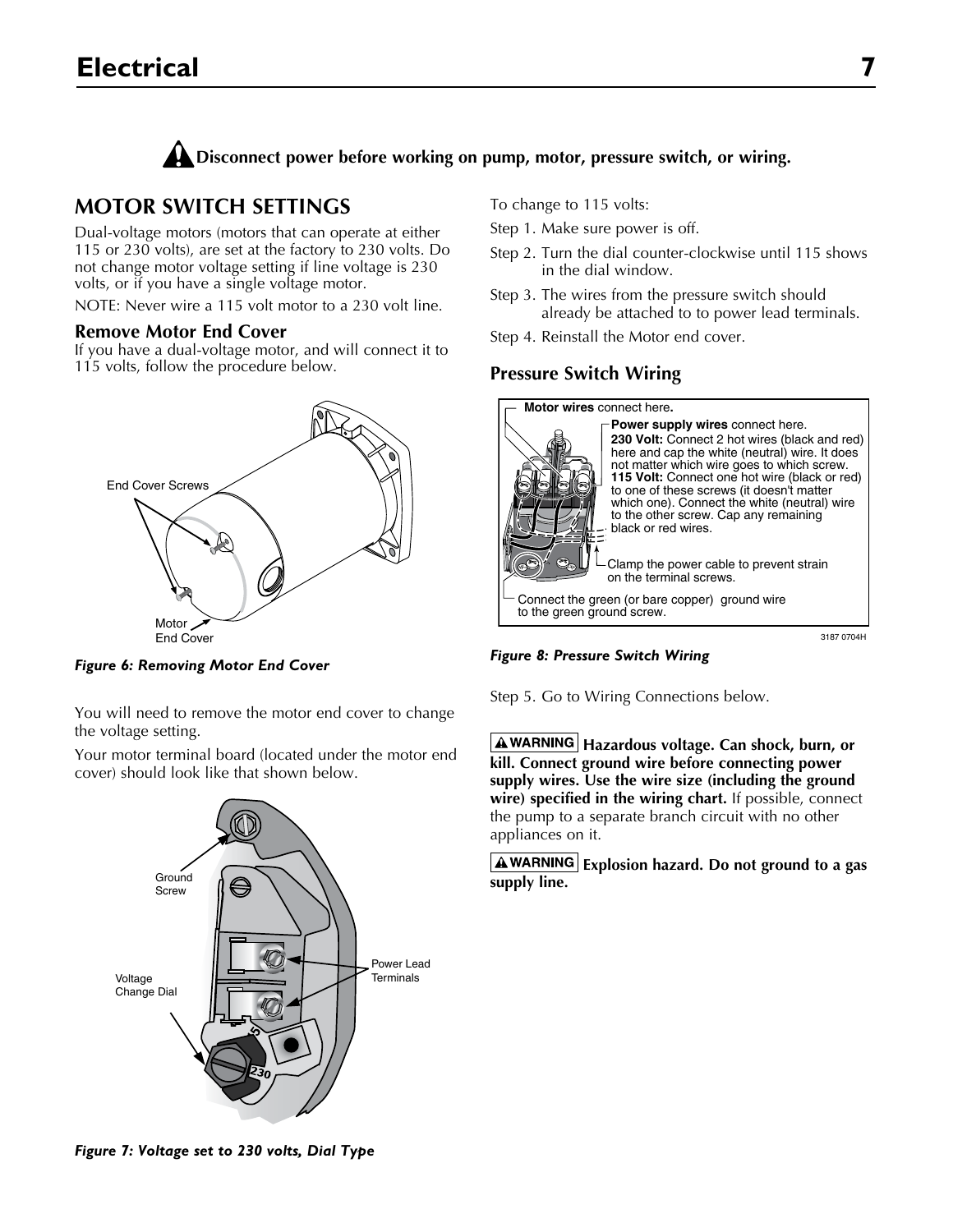# Electrical

**Disconnect power before working on pump, motor, pressure switch, or wiring.**

## MOTOR SWITCH SETTINGS

Dual-voltage motors (motors that can operate at either 115 or 230 volts), are set at the factory to 230 volts. Do not change motor voltage setting if line voltage is 230 volts, or if you have a single voltage motor.

NOTE: Never wire a 115 volt motor to a 230 volt line.

### Remove Motor End Cover

If you have a dual-voltage motor, and will connect it to 115 volts, follow the procedure below.

End Cover Screws

Motor End Cover

*Figure 6: Removing Motor End Cover*

You will need to remove the motor end cover to change the voltage setting.

Your motor terminal board (located under the motor end cover) should look like that shown below.

Ground Screw

Power Lead Terminals

Voltage Change Dial

*Figure 7: Voltage set to 230 volts, Dial Type*

To change to 115 volts:

Step 1. Make sure power is off.

Step 2. Turn the dial counter-clockwise until 115 shows in the dial window.

Step 3. The wires from the pressure switch should already be attached to to power lead terminals.

Step 4. Reinstall the Motor end cover.

### Pressure Switch Wiring

**Motor wires** connect here.

**Power supply wires** connect here.
**230 Volt:** Connect 2 hot wires (black and red) here and cap the white (neutral) wire. It does not matter which wire goes to which screw.
**115 Volt:** Connect one hot wire (black or red) to one of these screws (it doesn't matter which one). Connect the white (neutral) wire to the other screw. Cap any remaining black or red wires.

Clamp the power cable to prevent strain on the terminal screws.

Connect the green (or bare copper) ground wire to the green ground screw.

3187 0704H

*Figure 8: Pressure Switch Wiring*

Step 5. Go to Wiring Connections below.

**WARNING Hazardous voltage. Can shock, burn, or kill. Connect ground wire before connecting power supply wires. Use the wire size (including the ground wire) specified in the wiring chart.** If possible, connect the pump to a separate branch circuit with no other appliances on it.

**WARNING Explosion hazard. Do not ground to a gas supply line.**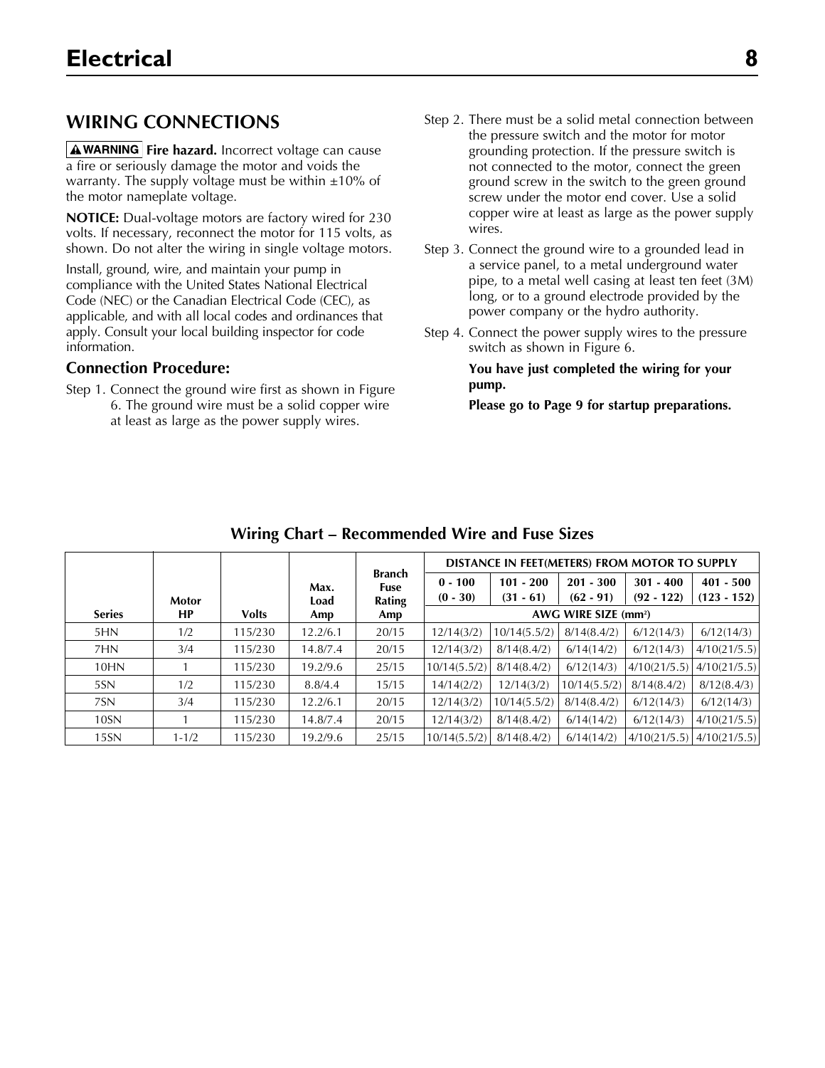# Electrical

## WIRING CONNECTIONS

**⚠WARNING** **Fire hazard.** Incorrect voltage can cause a fire or seriously damage the motor and voids the warranty. The supply voltage must be within ±10% of the motor nameplate voltage.

**NOTICE:** Dual-voltage motors are factory wired for 230 volts. If necessary, reconnect the motor for 115 volts, as shown. Do not alter the wiring in single voltage motors.

Install, ground, wire, and maintain your pump in compliance with the United States National Electrical Code (NEC) or the Canadian Electrical Code (CEC), as applicable, and with all local codes and ordinances that apply. Consult your local building inspector for code information.

### Connection Procedure:

Step 1. Connect the ground wire first as shown in Figure 6. The ground wire must be a solid copper wire at least as large as the power supply wires.

Step 2. There must be a solid metal connection between the pressure switch and the motor for motor grounding protection. If the pressure switch is not connected to the motor, connect the green ground screw in the switch to the green ground screw under the motor end cover. Use a solid copper wire at least as large as the power supply wires.

Step 3. Connect the ground wire to a grounded lead in a service panel, to a metal underground water pipe, to a metal well casing at least ten feet (3M) long, or to a ground electrode provided by the power company or the hydro authority.

Step 4. Connect the power supply wires to the pressure switch as shown in Figure 6.

**You have just completed the wiring for your pump.**

**Please go to Page 9 for startup preparations.**

### Wiring Chart – Recommended Wire and Fuse Sizes

| Series | Motor HP | Volts | Max. Load Amp | Branch Fuse Rating Amp | DISTANCE IN FEET(METERS) FROM MOTOR TO SUPPLY — 0 - 100 (0 - 30) | 101 - 200 (31 - 61) | 201 - 300 (62 - 91) | 301 - 400 (92 - 122) | 401 - 500 (123 - 152) |
|---|---|---|---|---|---|---|---|---|---|
| | | | | | AWG WIRE SIZE (mm²) | | | | |
| 5HN | 1/2 | 115/230 | 12.2/6.1 | 20/15 | 12/14(3/2) | 10/14(5.5/2) | 8/14(8.4/2) | 6/12(14/3) | 6/12(14/3) |
| 7HN | 3/4 | 115/230 | 14.8/7.4 | 20/15 | 12/14(3/2) | 8/14(8.4/2) | 6/14(14/2) | 6/12(14/3) | 4/10(21/5.5) |
| 10HN | 1 | 115/230 | 19.2/9.6 | 25/15 | 10/14(5.5/2) | 8/14(8.4/2) | 6/12(14/3) | 4/10(21/5.5) | 4/10(21/5.5) |
| 5SN | 1/2 | 115/230 | 8.8/4.4 | 15/15 | 14/14(2/2) | 12/14(3/2) | 10/14(5.5/2) | 8/14(8.4/2) | 8/12(8.4/3) |
| 7SN | 3/4 | 115/230 | 12.2/6.1 | 20/15 | 12/14(3/2) | 10/14(5.5/2) | 8/14(8.4/2) | 6/12(14/3) | 6/12(14/3) |
| 10SN | 1 | 115/230 | 14.8/7.4 | 20/15 | 12/14(3/2) | 8/14(8.4/2) | 6/14(14/2) | 6/12(14/3) | 4/10(21/5.5) |
| 15SN | 1-1/2 | 115/230 | 19.2/9.6 | 25/15 | 10/14(5.5/2) | 8/14(8.4/2) | 6/14(14/2) | 4/10(21/5.5) | 4/10(21/5.5) |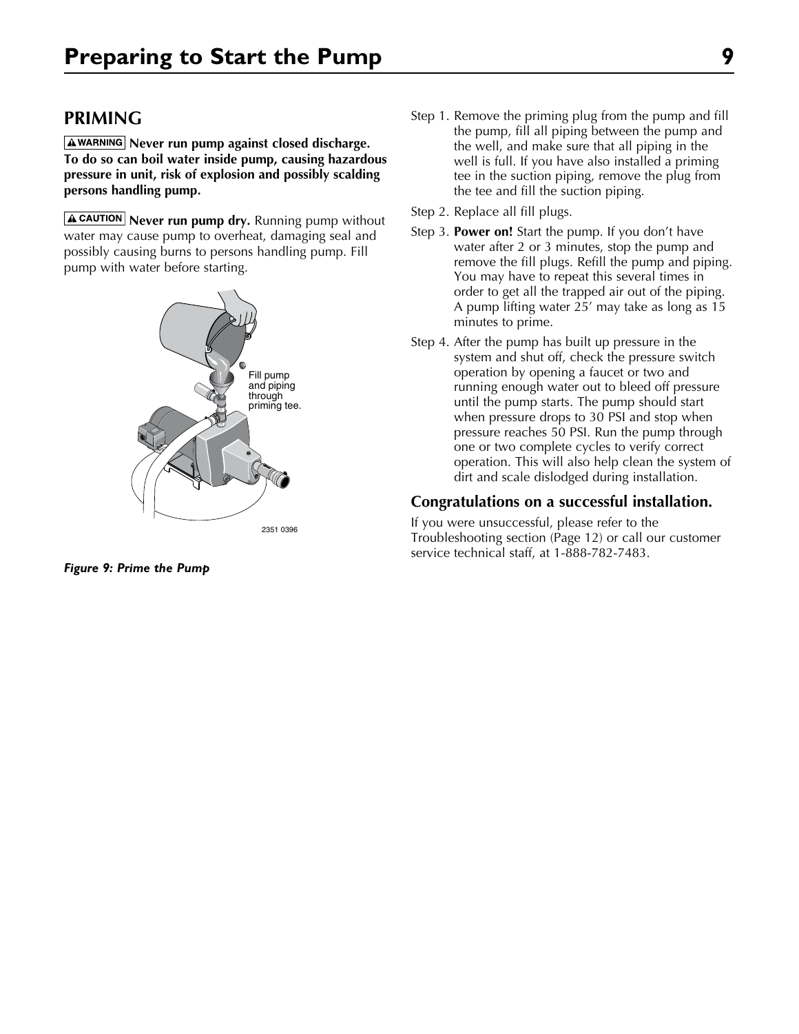# Preparing to Start the Pump

## PRIMING

**⚠WARNING Never run pump against closed discharge. To do so can boil water inside pump, causing hazardous pressure in unit, risk of explosion and possibly scalding persons handling pump.**

⚠CAUTION **Never run pump dry.** Running pump without water may cause pump to overheat, damaging seal and possibly causing burns to persons handling pump. Fill pump with water before starting.

Fill pump and piping through priming tee.

2351 0396

*Figure 9: Prime the Pump*

Step 1. Remove the priming plug from the pump and fill the pump, fill all piping between the pump and the well, and make sure that all piping in the well is full. If you have also installed a priming tee in the suction piping, remove the plug from the tee and fill the suction piping.

Step 2. Replace all fill plugs.

Step 3. **Power on!** Start the pump. If you don't have water after 2 or 3 minutes, stop the pump and remove the fill plugs. Refill the pump and piping. You may have to repeat this several times in order to get all the trapped air out of the piping. A pump lifting water 25' may take as long as 15 minutes to prime.

Step 4. After the pump has built up pressure in the system and shut off, check the pressure switch operation by opening a faucet or two and running enough water out to bleed off pressure until the pump starts. The pump should start when pressure drops to 30 PSI and stop when pressure reaches 50 PSI. Run the pump through one or two complete cycles to verify correct operation. This will also help clean the system of dirt and scale dislodged during installation.

### Congratulations on a successful installation.

If you were unsuccessful, please refer to the Troubleshooting section (Page 12) or call our customer service technical staff, at 1-888-782-7483.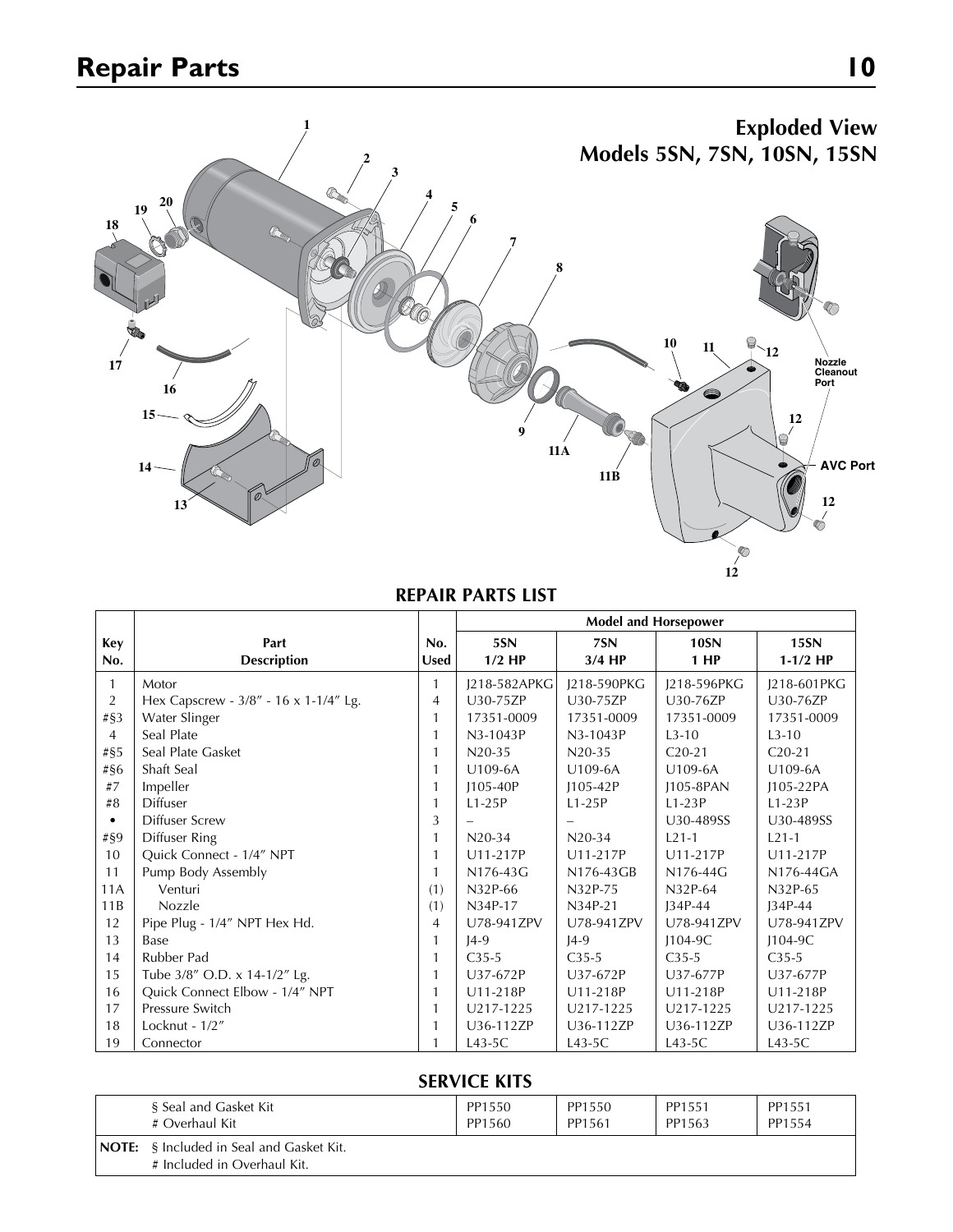# Repair Parts

## Exploded View
## Models 5SN, 7SN, 10SN, 15SN

### REPAIR PARTS LIST

| Key No. | Part Description | No. Used | Model and Horsepower | | | |
|---|---|---|---|---|---|---|
| | | | 5SN 1/2 HP | 7SN 3/4 HP | 10SN 1 HP | 15SN 1-1/2 HP |
| 1 | Motor | 1 | J218-582APKG | J218-590PKG | J218-596PKG | J218-601PKG |
| 2 | Hex Capscrew - 3/8″ - 16 x 1-1/4″ Lg. | 4 | U30-75ZP | U30-75ZP | U30-76ZP | U30-76ZP |
| #§3 | Water Slinger | 1 | 17351-0009 | 17351-0009 | 17351-0009 | 17351-0009 |
| 4 | Seal Plate | 1 | N3-1043P | N3-1043P | L3-10 | L3-10 |
| #§5 | Seal Plate Gasket | 1 | N20-35 | N20-35 | C20-21 | C20-21 |
| #§6 | Shaft Seal | 1 | U109-6A | U109-6A | U109-6A | U109-6A |
| #7 | Impeller | 1 | J105-40P | J105-42P | J105-8PAN | J105-22PA |
| #8 | Diffuser | 1 | L1-25P | L1-25P | L1-23P | L1-23P |
| • | Diffuser Screw | 3 | – | – | U30-489SS | U30-489SS |
| #§9 | Diffuser Ring | 1 | N20-34 | N20-34 | L21-1 | L21-1 |
| 10 | Quick Connect - 1/4″ NPT | 1 | U11-217P | U11-217P | U11-217P | U11-217P |
| 11 | Pump Body Assembly | 1 | N176-43G | N176-43GB | N176-44G | N176-44GA |
| 11A | Venturi | (1) | N32P-66 | N32P-75 | N32P-64 | N32P-65 |
| 11B | Nozzle | (1) | N34P-17 | N34P-21 | J34P-44 | J34P-44 |
| 12 | Pipe Plug - 1/4″ NPT Hex Hd. | 4 | U78-941ZPV | U78-941ZPV | U78-941ZPV | U78-941ZPV |
| 13 | Base | 1 | J4-9 | J4-9 | J104-9C | J104-9C |
| 14 | Rubber Pad | 1 | C35-5 | C35-5 | C35-5 | C35-5 |
| 15 | Tube 3/8″ O.D. x 14-1/2″ Lg. | 1 | U37-672P | U37-672P | U37-677P | U37-677P |
| 16 | Quick Connect Elbow - 1/4″ NPT | 1 | U11-218P | U11-218P | U11-218P | U11-218P |
| 17 | Pressure Switch | 1 | U217-1225 | U217-1225 | U217-1225 | U217-1225 |
| 18 | Locknut - 1/2″ | 1 | U36-112ZP | U36-112ZP | U36-112ZP | U36-112ZP |
| 19 | Connector | 1 | L43-5C | L43-5C | L43-5C | L43-5C |

### SERVICE KITS

| Kit | 5SN | 7SN | 10SN | 15SN |
|---|---|---|---|---|
| § Seal and Gasket Kit | PP1550 | PP1550 | PP1551 | PP1551 |
| # Overhaul Kit | PP1560 | PP1561 | PP1563 | PP1554 |

**NOTE:** § Included in Seal and Gasket Kit.
# Included in Overhaul Kit.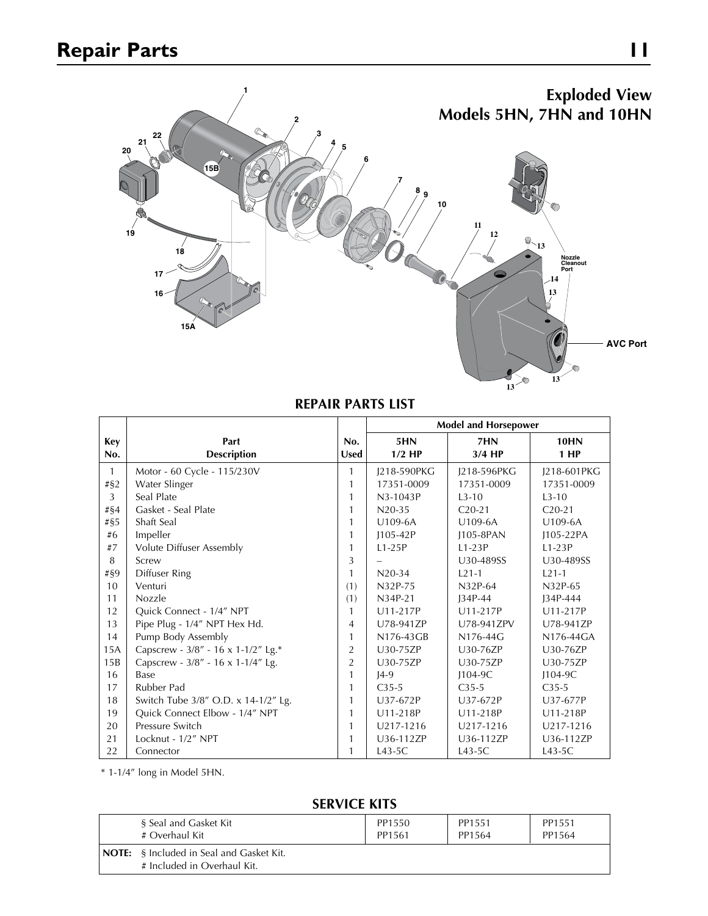# Repair Parts

## Exploded View
## Models 5HN, 7HN and 10HN

### REPAIR PARTS LIST

| Key No. | Part Description | No. Used | Model and Horsepower 5HN 1/2 HP | 7HN 3/4 HP | 10HN 1 HP |
|---|---|---|---|---|---|
| 1 | Motor - 60 Cycle - 115/230V | 1 | J218-590PKG | J218-596PKG | J218-601PKG |
| #§2 | Water Slinger | 1 | 17351-0009 | 17351-0009 | 17351-0009 |
| 3 | Seal Plate | 1 | N3-1043P | L3-10 | L3-10 |
| #§4 | Gasket - Seal Plate | 1 | N20-35 | C20-21 | C20-21 |
| #§5 | Shaft Seal | 1 | U109-6A | U109-6A | U109-6A |
| #6 | Impeller | 1 | J105-42P | J105-8PAN | J105-22PA |
| #7 | Volute Diffuser Assembly | 1 | L1-25P | L1-23P | L1-23P |
| 8 | Screw | 3 | – | U30-489SS | U30-489SS |
| #§9 | Diffuser Ring | 1 | N20-34 | L21-1 | L21-1 |
| 10 | Venturi | (1) | N32P-75 | N32P-64 | N32P-65 |
| 11 | Nozzle | (1) | N34P-21 | J34P-44 | J34P-444 |
| 12 | Quick Connect - 1/4″ NPT | 1 | U11-217P | U11-217P | U11-217P |
| 13 | Pipe Plug - 1/4″ NPT Hex Hd. | 4 | U78-941ZP | U78-941ZPV | U78-941ZP |
| 14 | Pump Body Assembly | 1 | N176-43GB | N176-44G | N176-44GA |
| 15A | Capscrew - 3/8″ - 16 x 1-1/2″ Lg.* | 2 | U30-75ZP | U30-76ZP | U30-76ZP |
| 15B | Capscrew - 3/8″ - 16 x 1-1/4″ Lg. | 2 | U30-75ZP | U30-75ZP | U30-75ZP |
| 16 | Base | 1 | J4-9 | J104-9C | J104-9C |
| 17 | Rubber Pad | 1 | C35-5 | C35-5 | C35-5 |
| 18 | Switch Tube 3/8″ O.D. x 14-1/2″ Lg. | 1 | U37-672P | U37-672P | U37-677P |
| 19 | Quick Connect Elbow - 1/4″ NPT | 1 | U11-218P | U11-218P | U11-218P |
| 20 | Pressure Switch | 1 | U217-1216 | U217-1216 | U217-1216 |
| 21 | Locknut - 1/2″ NPT | 1 | U36-112ZP | U36-112ZP | U36-112ZP |
| 22 | Connector | 1 | L43-5C | L43-5C | L43-5C |

\* 1-1/4″ long in Model 5HN.

### SERVICE KITS

| Kit | 5HN | 7HN | 10HN |
|---|---|---|---|
| § Seal and Gasket Kit | PP1550 | PP1551 | PP1551 |
| # Overhaul Kit | PP1561 | PP1564 | PP1564 |

**NOTE:** § Included in Seal and Gasket Kit.
# Included in Overhaul Kit.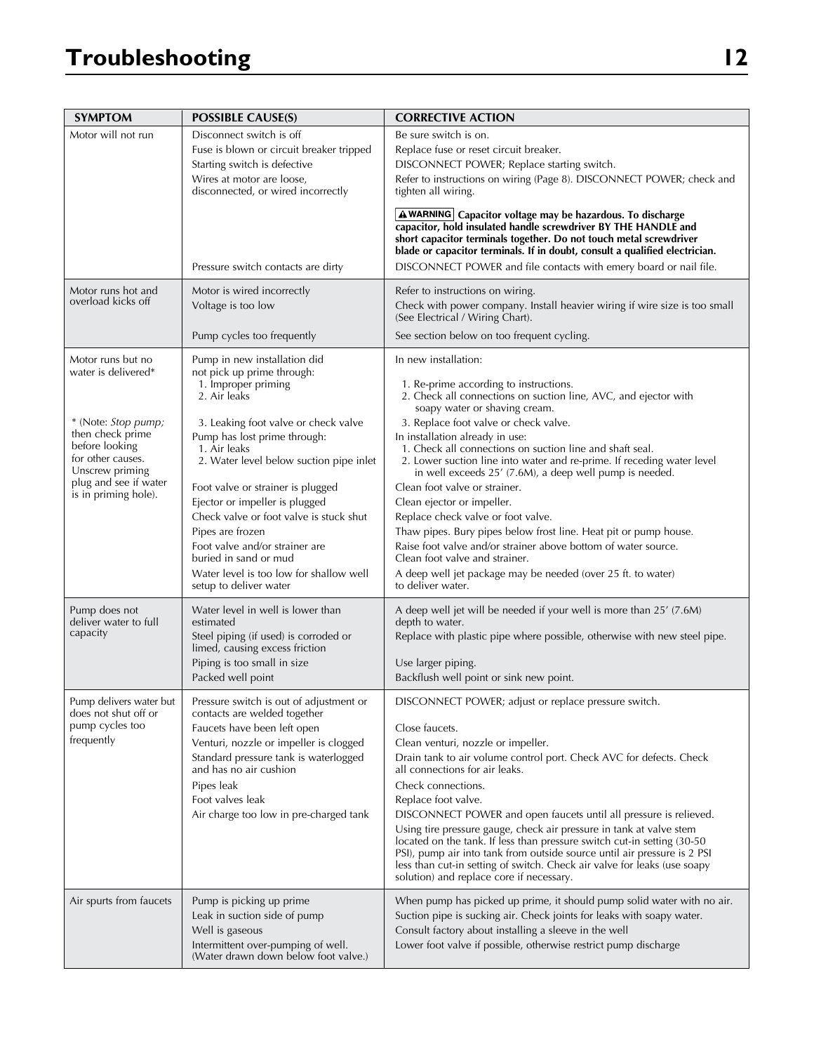# Troubleshooting

| SYMPTOM | POSSIBLE CAUSE(S) | CORRECTIVE ACTION |
|---|---|---|
| Motor will not run | Disconnect switch is off | Be sure switch is on. |
| | Fuse is blown or circuit breaker tripped | Replace fuse or reset circuit breaker. |
| | Starting switch is defective | DISCONNECT POWER; Replace starting switch. |
| | Wires at motor are loose, disconnected, or wired incorrectly | Refer to instructions on wiring (Page 8). DISCONNECT POWER; check and tighten all wiring. **⚠WARNING Capacitor voltage may be hazardous. To discharge capacitor, hold insulated handle screwdriver BY THE HANDLE and short capacitor terminals together. Do not touch metal screwdriver blade or capacitor terminals. If in doubt, consult a qualified electrician.** |
| | Pressure switch contacts are dirty | DISCONNECT POWER and file contacts with emery board or nail file. |
| Motor runs hot and overload kicks off | Motor is wired incorrectly | Refer to instructions on wiring. |
| | Voltage is too low | Check with power company. Install heavier wiring if wire size is too small (See Electrical / Wiring Chart). |
| | Pump cycles too frequently | See section below on too frequent cycling. |
| Motor runs but no water is delivered* | Pump in new installation did not pick up prime through: | In new installation: |
| | 1. Improper priming | 1. Re-prime according to instructions. |
| | 2. Air leaks | 2. Check all connections on suction line, AVC, and ejector with soapy water or shaving cream. |
| * (Note: *Stop pump;* then check prime before looking for other causes. Unscrew priming plug and see if water is in priming hole). | 3. Leaking foot valve or check valve | 3. Replace foot valve or check valve. |
| | Pump has lost prime through: | In installation already in use: |
| | 1. Air leaks | 1. Check all connections on suction line and shaft seal. |
| | 2. Water level below suction pipe inlet | 2. Lower suction line into water and re-prime. If receding water level in well exceeds 25' (7.6M), a deep well pump is needed. |
| | Foot valve or strainer is plugged | Clean foot valve or strainer. |
| | Ejector or impeller is plugged | Clean ejector or impeller. |
| | Check valve or foot valve is stuck shut | Replace check valve or foot valve. |
| | Pipes are frozen | Thaw pipes. Bury pipes below frost line. Heat pit or pump house. |
| | Foot valve and/or strainer are buried in sand or mud | Raise foot valve and/or strainer above bottom of water source. Clean foot valve and strainer. |
| | Water level is too low for shallow well setup to deliver water | A deep well jet package may be needed (over 25 ft. to water) to deliver water. |
| Pump does not deliver water to full capacity | Water level in well is lower than estimated | A deep well jet will be needed if your well is more than 25' (7.6M) depth to water. |
| | Steel piping (if used) is corroded or limed, causing excess friction | Replace with plastic pipe where possible, otherwise with new steel pipe. |
| | Piping is too small in size | Use larger piping. |
| | Packed well point | Backflush well point or sink new point. |
| Pump delivers water but does not shut off or pump cycles too frequently | Pressure switch is out of adjustment or contacts are welded together | DISCONNECT POWER; adjust or replace pressure switch. |
| | Faucets have been left open | Close faucets. |
| | Venturi, nozzle or impeller is clogged | Clean venturi, nozzle or impeller. |
| | Standard pressure tank is waterlogged and has no air cushion | Drain tank to air volume control port. Check AVC for defects. Check all connections for air leaks. |
| | Pipes leak | Check connections. |
| | Foot valves leak | Replace foot valve. |
| | Air charge too low in pre-charged tank | DISCONNECT POWER and open faucets until all pressure is relieved. Using tire pressure gauge, check air pressure in tank at valve stem located on the tank. If less than pressure switch cut-in setting (30-50 PSI), pump air into tank from outside source until air pressure is 2 PSI less than cut-in setting of switch. Check air valve for leaks (use soapy solution) and replace core if necessary. |
| Air spurts from faucets | Pump is picking up prime | When pump has picked up prime, it should pump solid water with no air. |
| | Leak in suction side of pump | Suction pipe is sucking air. Check joints for leaks with soapy water. |
| | Well is gaseous | Consult factory about installing a sleeve in the well |
| | Intermittent over-pumping of well. (Water drawn down below foot valve.) | Lower foot valve if possible, otherwise restrict pump discharge |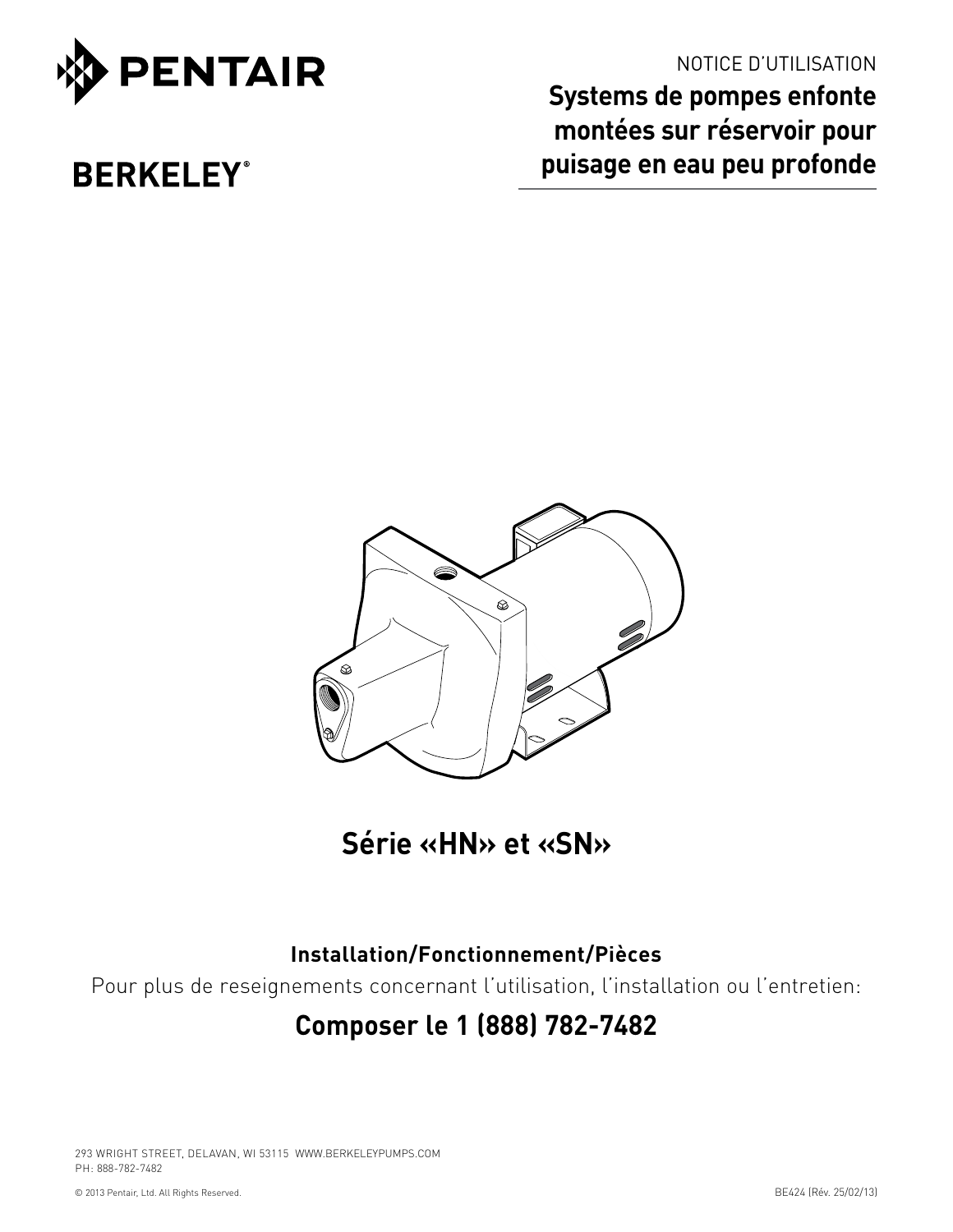PENTAIR

BERKELEY®

NOTICE D'UTILISATION

# Systems de pompes enfonte montées sur réservoir pour puisage en eau peu profonde

## Série «HN» et «SN»

**Installation/Fonctionnement/Pièces**

Pour plus de reseignements concernant l'utilisation, l'installation ou l'entretien:

## Composer le 1 (888) 782-7482

293 WRIGHT STREET, DELAVAN, WI 53115 WWW.BERKELEYPUMPS.COM
PH: 888-782-7482

© 2013 Pentair, Ltd. All Rights Reserved.

BE424 (Rév. 25/02/13)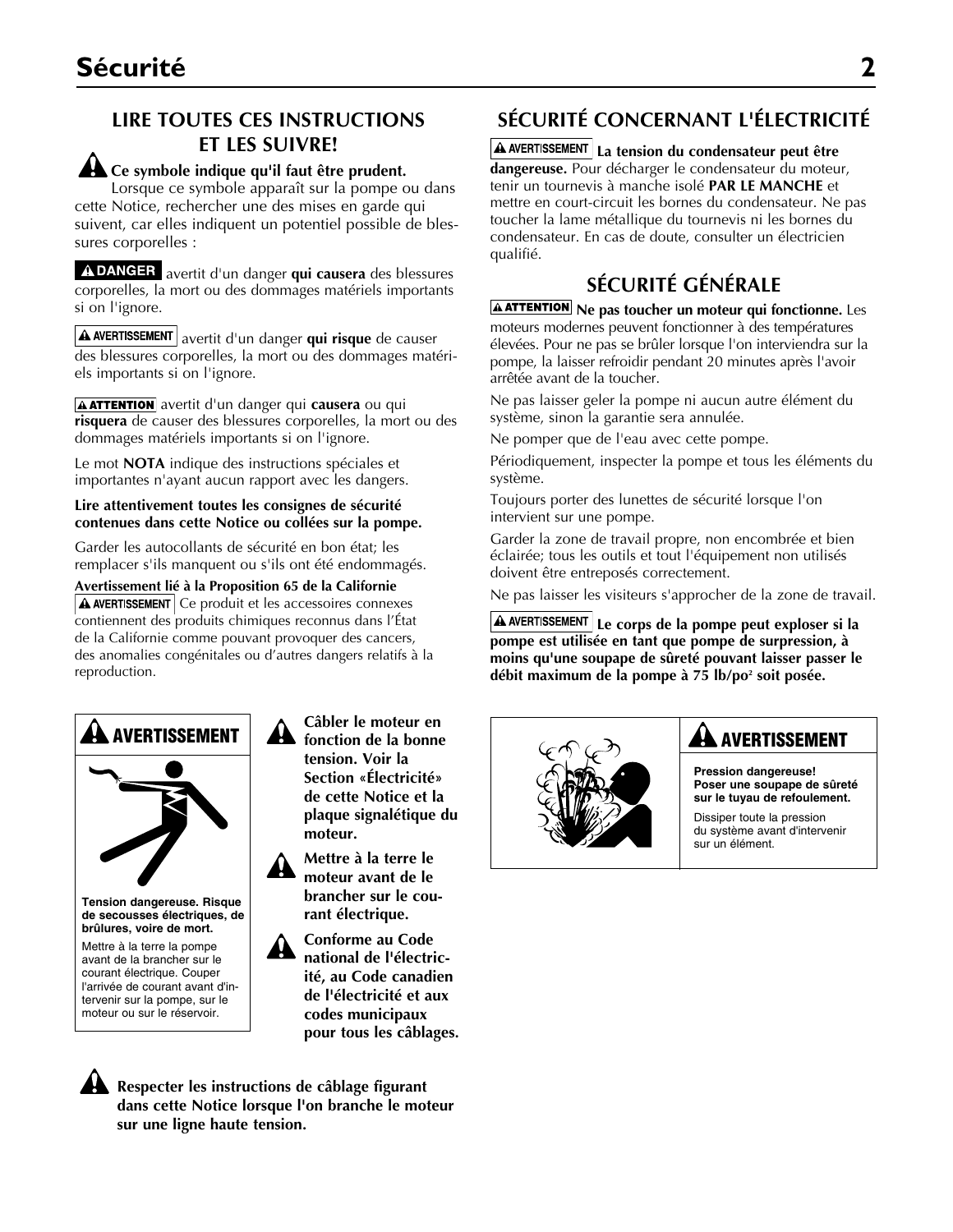# Sécurité

## LIRE TOUTES CES INSTRUCTIONS ET LES SUIVRE!

⚠ **Ce symbole indique qu'il faut être prudent.** Lorsque ce symbole apparaît sur la pompe ou dans cette Notice, rechercher une des mises en garde qui suivent, car elles indiquent un potentiel possible de blessures corporelles :

**⚠ DANGER** avertit d'un danger **qui causera** des blessures corporelles, la mort ou des dommages matériels importants si on l'ignore.

**⚠ AVERTISSEMENT** avertit d'un danger **qui risque** de causer des blessures corporelles, la mort ou des dommages matériels importants si on l'ignore.

**⚠ ATTENTION** avertit d'un danger qui **causera** ou qui **risquera** de causer des blessures corporelles, la mort ou des dommages matériels importants si on l'ignore.

Le mot **NOTA** indique des instructions spéciales et importantes n'ayant aucun rapport avec les dangers.

**Lire attentivement toutes les consignes de sécurité contenues dans cette Notice ou collées sur la pompe.**

Garder les autocollants de sécurité en bon état; les remplacer s'ils manquent ou s'ils ont été endommagés.

**Avertissement lié à la Proposition 65 de la Californie**

**⚠ AVERTISSEMENT** Ce produit et les accessoires connexes contiennent des produits chimiques reconnus dans l'État de la Californie comme pouvant provoquer des cancers, des anomalies congénitales ou d'autres dangers relatifs à la reproduction.

**⚠ AVERTISSEMENT**

**Tension dangereuse. Risque de secousses électriques, de brûlures, voire de mort.**

Mettre à la terre la pompe avant de la brancher sur le courant électrique. Couper l'arrivée de courant avant d'intervenir sur la pompe, sur le moteur ou sur le réservoir.

⚠ **Câbler le moteur en fonction de la bonne tension. Voir la Section «Électricité» de cette Notice et la plaque signalétique du moteur.**

⚠ **Mettre à la terre le moteur avant de le brancher sur le courant électrique.**

⚠ **Conforme au Code national de l'électricité, au Code canadien de l'électricité et aux codes municipaux pour tous les câblages.**

⚠ **Respecter les instructions de câblage figurant dans cette Notice lorsque l'on branche le moteur sur une ligne haute tension.**

## SÉCURITÉ CONCERNANT L'ÉLECTRICITÉ

**⚠ AVERTISSEMENT** **La tension du condensateur peut être dangereuse.** Pour décharger le condensateur du moteur, tenir un tournevis à manche isolé **PAR LE MANCHE** et mettre en court-circuit les bornes du condensateur. Ne pas toucher la lame métallique du tournevis ni les bornes du condensateur. En cas de doute, consulter un électricien qualifié.

## SÉCURITÉ GÉNÉRALE

**⚠ ATTENTION** **Ne pas toucher un moteur qui fonctionne.** Les moteurs modernes peuvent fonctionner à des températures élevées. Pour ne pas se brûler lorsque l'on interviendra sur la pompe, la laisser refroidir pendant 20 minutes après l'avoir arrêtée avant de la toucher.

Ne pas laisser geler la pompe ni aucun autre élément du système, sinon la garantie sera annulée.

Ne pomper que de l'eau avec cette pompe.

Périodiquement, inspecter la pompe et tous les éléments du système.

Toujours porter des lunettes de sécurité lorsque l'on intervient sur une pompe.

Garder la zone de travail propre, non encombrée et bien éclairée; tous les outils et tout l'équipement non utilisés doivent être entreposés correctement.

Ne pas laisser les visiteurs s'approcher de la zone de travail.

**⚠ AVERTISSEMENT** **Le corps de la pompe peut exploser si la pompe est utilisée en tant que pompe de surpression, à moins qu'une soupape de sûreté pouvant laisser passer le débit maximum de la pompe à 75 lb/po² soit posée.**

**⚠ AVERTISSEMENT**

**Pression dangereuse! Poser une soupape de sûreté sur le tuyau de refoulement.**

Dissiper toute la pression du système avant d'intervenir sur un élément.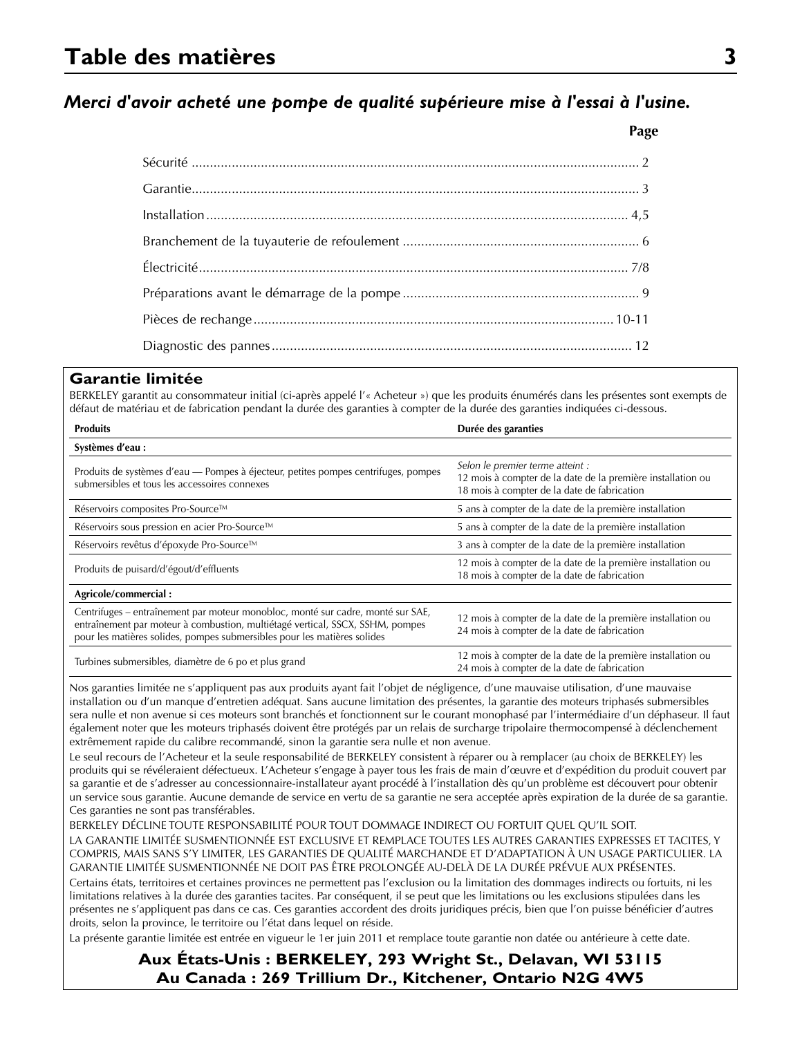# Table des matières

***Merci d'avoir acheté une pompe de qualité supérieure mise à l'essai à l'usine.***

| | Page |
|---|---|
| Sécurité | 2 |
| Garantie | 3 |
| Installation | 4,5 |
| Branchement de la tuyauterie de refoulement | 6 |
| Électricité | 7/8 |
| Préparations avant le démarrage de la pompe | 9 |
| Pièces de rechange | 10-11 |
| Diagnostic des pannes | 12 |

## Garantie limitée

BERKELEY garantit au consommateur initial (ci-après appelé l'« Acheteur ») que les produits énumérés dans les présentes sont exempts de défaut de matériau et de fabrication pendant la durée des garanties à compter de la durée des garanties indiquées ci-dessous.

| Produits | Durée des garanties |
|---|---|
| **Systèmes d'eau :** | |
| Produits de systèmes d'eau — Pompes à éjecteur, petites pompes centrifuges, pompes submersibles et tous les accessoires connexes | *Selon le premier terme atteint :* 12 mois à compter de la date de la première installation ou 18 mois à compter de la date de fabrication |
| Réservoirs composites Pro-Source™ | 5 ans à compter de la date de la première installation |
| Réservoirs sous pression en acier Pro-Source™ | 5 ans à compter de la date de la première installation |
| Réservoirs revêtus d'époxyde Pro-Source™ | 3 ans à compter de la date de la première installation |
| Produits de puisard/d'égout/d'effluents | 12 mois à compter de la date de la première installation ou 18 mois à compter de la date de fabrication |
| **Agricole/commercial :** | |
| Centrifuges – entraînement par moteur monobloc, monté sur cadre, monté sur SAE, entraînement par moteur à combustion, multiétagé vertical, SSCX, SSHM, pompes pour les matières solides, pompes submersibles pour les matières solides | 12 mois à compter de la date de la première installation ou 24 mois à compter de la date de fabrication |
| Turbines submersibles, diamètre de 6 po et plus grand | 12 mois à compter de la date de la première installation ou 24 mois à compter de la date de fabrication |

Nos garanties limitée ne s'appliquent pas aux produits ayant fait l'objet de négligence, d'une mauvaise utilisation, d'une mauvaise installation ou d'un manque d'entretien adéquat. Sans aucune limitation des présentes, la garantie des moteurs triphasés submersibles sera nulle et non avenue si ces moteurs sont branchés et fonctionnent sur le courant monophasé par l'intermédiaire d'un déphaseur. Il faut également noter que les moteurs triphasés doivent être protégés par un relais de surcharge tripolaire thermocompensé à déclenchement extrêmement rapide du calibre recommandé, sinon la garantie sera nulle et non avenue.

Le seul recours de l'Acheteur et la seule responsabilité de BERKELEY consistent à réparer ou à remplacer (au choix de BERKELEY) les produits qui se révéleraient défectueux. L'Acheteur s'engage à payer tous les frais de main d'œuvre et d'expédition du produit couvert par sa garantie et de s'adresser au concessionnaire-installateur ayant procédé à l'installation dès qu'un problème est découvert pour obtenir un service sous garantie. Aucune demande de service en vertu de sa garantie ne sera acceptée après expiration de la durée de sa garantie. Ces garanties ne sont pas transférables.

BERKELEY DÉCLINE TOUTE RESPONSABILITÉ POUR TOUT DOMMAGE INDIRECT OU FORTUIT QUEL QU'IL SOIT.

LA GARANTIE LIMITÉE SUSMENTIONNÉE EST EXCLUSIVE ET REMPLACE TOUTES LES AUTRES GARANTIES EXPRESSES ET TACITES, Y COMPRIS, MAIS SANS S'Y LIMITER, LES GARANTIES DE QUALITÉ MARCHANDE ET D'ADAPTATION À UN USAGE PARTICULIER. LA GARANTIE LIMITÉE SUSMENTIONNÉE NE DOIT PAS ÊTRE PROLONGÉE AU-DELÀ DE LA DURÉE PRÉVUE AUX PRÉSENTES.

Certains états, territoires et certaines provinces ne permettent pas l'exclusion ou la limitation des dommages indirects ou fortuits, ni les limitations relatives à la durée des garanties tacites. Par conséquent, il se peut que les limitations ou les exclusions stipulées dans les présentes ne s'appliquent pas dans ce cas. Ces garanties accordent des droits juridiques précis, bien que l'on puisse bénéficier d'autres droits, selon la province, le territoire ou l'état dans lequel on réside.

La présente garantie limitée est entrée en vigueur le 1er juin 2011 et remplace toute garantie non datée ou antérieure à cette date.

**Aux États-Unis : BERKELEY, 293 Wright St., Delavan, WI 53115**
**Au Canada : 269 Trillium Dr., Kitchener, Ontario N2G 4W5**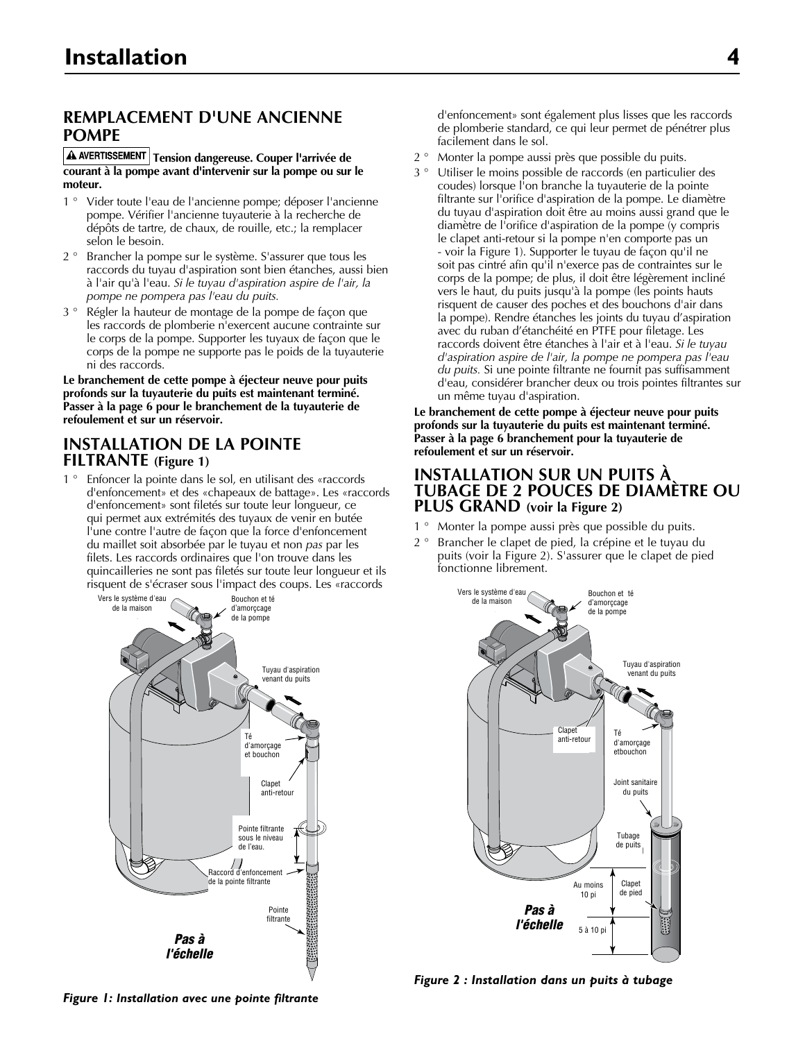## REMPLACEMENT D'UNE ANCIENNE POMPE

**⚠ AVERTISSEMENT Tension dangereuse. Couper l'arrivée de courant à la pompe avant d'intervenir sur la pompe ou sur le moteur.**

1 ° Vider toute l'eau de l'ancienne pompe; déposer l'ancienne pompe. Vérifier l'ancienne tuyauterie à la recherche de dépôts de tartre, de chaux, de rouille, etc.; la remplacer selon le besoin.

2 ° Brancher la pompe sur le système. S'assurer que tous les raccords du tuyau d'aspiration sont bien étanches, aussi bien à l'air qu'à l'eau. *Si le tuyau d'aspiration aspire de l'air, la pompe ne pompera pas l'eau du puits.*

3 ° Régler la hauteur de montage de la pompe de façon que les raccords de plomberie n'exercent aucune contrainte sur le corps de la pompe. Supporter les tuyaux de façon que le corps de la pompe ne supporte pas le poids de la tuyauterie ni des raccords.

**Le branchement de cette pompe à éjecteur neuve pour puits profonds sur la tuyauterie du puits est maintenant terminé. Passer à la page 6 pour le branchement de la tuyauterie de refoulement et sur un réservoir.**

## INSTALLATION DE LA POINTE FILTRANTE (Figure 1)

1 ° Enfoncer la pointe dans le sol, en utilisant des «raccords d'enfoncement» et des «chapeaux de battage». Les «raccords d'enfoncement» sont filetés sur toute leur longueur, ce qui permet aux extrémités des tuyaux de venir en butée l'une contre l'autre de façon que la force d'enfoncement du maillet soit absorbée par le tuyau et non *pas* par les filets. Les raccords ordinaires que l'on trouve dans les quincailleries ne sont pas filetés sur toute leur longueur et ils risquent de s'écraser sous l'impact des coups. Les «raccords d'enfoncement» sont également plus lisses que les raccords de plomberie standard, ce qui leur permet de pénétrer plus facilement dans le sol.

2 ° Monter la pompe aussi près que possible du puits.

3 ° Utiliser le moins possible de raccords (en particulier des coudes) lorsque l'on branche la tuyauterie de la pointe filtrante sur l'orifice d'aspiration de la pompe. Le diamètre du tuyau d'aspiration doit être au moins aussi grand que le diamètre de l'orifice d'aspiration de la pompe (y compris le clapet anti-retour si la pompe n'en comporte pas un - voir la Figure 1). Supporter le tuyau de façon qu'il ne soit pas cintré afin qu'il n'exerce pas de contraintes sur le corps de la pompe; de plus, il doit être légèrement incliné vers le haut, du puits jusqu'à la pompe (les points hauts risquent de causer des poches et des bouchons d'air dans la pompe). Rendre étanches les joints du tuyau d'aspiration avec du ruban d'étanchéité en PTFE pour filetage. Les raccords doivent être étanches à l'air et à l'eau. *Si le tuyau d'aspiration aspire de l'air, la pompe ne pompera pas l'eau du puits.* Si une pointe filtrante ne fournit pas suffisamment d'eau, considérer brancher deux ou trois pointes filtrantes sur un même tuyau d'aspiration.

**Le branchement de cette pompe à éjecteur neuve pour puits profonds sur la tuyauterie du puits est maintenant terminé. Passer à la page 6 branchement pour la tuyauterie de refoulement et sur un réservoir.**

*Figure 1: Installation avec une pointe filtrante*

## INSTALLATION SUR UN PUITS À TUBAGE DE 2 POUCES DE DIAMÈTRE OU PLUS GRAND (voir la Figure 2)

1 ° Monter la pompe aussi près que possible du puits.

2 ° Brancher le clapet de pied, la crépine et le tuyau du puits (voir la Figure 2). S'assurer que le clapet de pied fonctionne librement.

*Figure 2 : Installation dans un puits à tubage*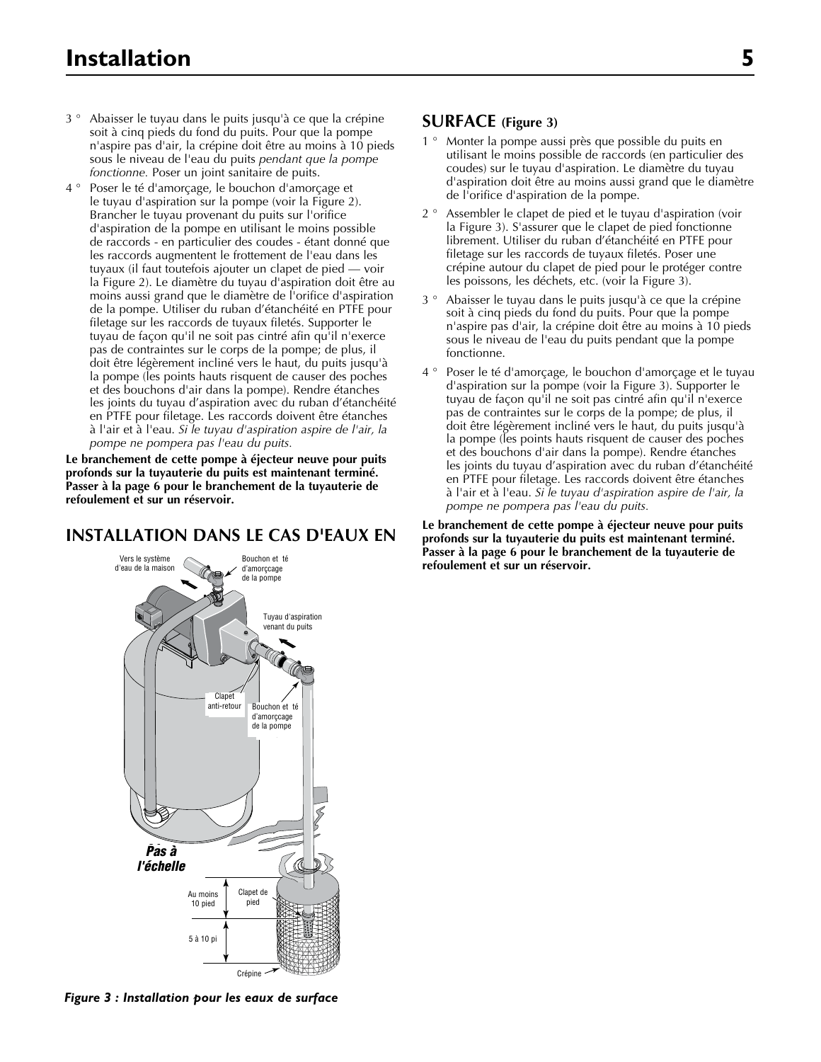3 ° Abaisser le tuyau dans le puits jusqu'à ce que la crépine soit à cinq pieds du fond du puits. Pour que la pompe n'aspire pas d'air, la crépine doit être au moins à 10 pieds sous le niveau de l'eau du puits *pendant que la pompe fonctionne.* Poser un joint sanitaire de puits.

4 ° Poser le té d'amorçage, le bouchon d'amorçage et le tuyau d'aspiration sur la pompe (voir la Figure 2). Brancher le tuyau provenant du puits sur l'orifice d'aspiration de la pompe en utilisant le moins possible de raccords - en particulier des coudes - étant donné que les raccords augmentent le frottement de l'eau dans les tuyaux (il faut toutefois ajouter un clapet de pied — voir la Figure 2). Le diamètre du tuyau d'aspiration doit être au moins aussi grand que le diamètre de l'orifice d'aspiration de la pompe. Utiliser du ruban d'étanchéité en PTFE pour filetage sur les raccords de tuyaux filetés. Supporter le tuyau de façon qu'il ne soit pas cintré afin qu'il n'exerce pas de contraintes sur le corps de la pompe; de plus, il doit être légèrement incliné vers le haut, du puits jusqu'à la pompe (les points hauts risquent de causer des poches et des bouchons d'air dans la pompe). Rendre étanches les joints du tuyau d'aspiration avec du ruban d'étanchéité en PTFE pour filetage. Les raccords doivent être étanches à l'air et à l'eau. *Si le tuyau d'aspiration aspire de l'air, la pompe ne pompera pas l'eau du puits.*

**Le branchement de cette pompe à éjecteur neuve pour puits profonds sur la tuyauterie du puits est maintenant terminé. Passer à la page 6 pour le branchement de la tuyauterie de refoulement et sur un réservoir.**

## INSTALLATION DANS LE CAS D'EAUX EN

Vers le système d'eau de la maison — Bouchon et té d'amorçage de la pompe — Tuyau d'aspiration venant du puits — Clapet anti-retour — Bouchon et té d'amorçage de la pompe — *Pas à l'échelle* — Au moins 10 pied — Clapet de pied — 5 à 10 pi — Crépine

*Figure 3 : Installation pour les eaux de surface*

## SURFACE (Figure 3)

1 ° Monter la pompe aussi près que possible du puits en utilisant le moins possible de raccords (en particulier des coudes) sur le tuyau d'aspiration. Le diamètre du tuyau d'aspiration doit être au moins aussi grand que le diamètre de l'orifice d'aspiration de la pompe.

2 ° Assembler le clapet de pied et le tuyau d'aspiration (voir la Figure 3). S'assurer que le clapet de pied fonctionne librement. Utiliser du ruban d'étanchéité en PTFE pour filetage sur les raccords de tuyaux filetés. Poser une crépine autour du clapet de pied pour le protéger contre les poissons, les déchets, etc. (voir la Figure 3).

3 ° Abaisser le tuyau dans le puits jusqu'à ce que la crépine soit à cinq pieds du fond du puits. Pour que la pompe n'aspire pas d'air, la crépine doit être au moins à 10 pieds sous le niveau de l'eau du puits pendant que la pompe fonctionne.

4 ° Poser le té d'amorçage, le bouchon d'amorçage et le tuyau d'aspiration sur la pompe (voir la Figure 3). Supporter le tuyau de façon qu'il ne soit pas cintré afin qu'il n'exerce pas de contraintes sur le corps de la pompe; de plus, il doit être légèrement incliné vers le haut, du puits jusqu'à la pompe (les points hauts risquent de causer des poches et des bouchons d'air dans la pompe). Rendre étanches les joints du tuyau d'aspiration avec du ruban d'étanchéité en PTFE pour filetage. Les raccords doivent être étanches à l'air et à l'eau. *Si le tuyau d'aspiration aspire de l'air, la pompe ne pompera pas l'eau du puits.*

**Le branchement de cette pompe à éjecteur neuve pour puits profonds sur la tuyauterie du puits est maintenant terminé. Passer à la page 6 pour le branchement de la tuyauterie de refoulement et sur un réservoir.**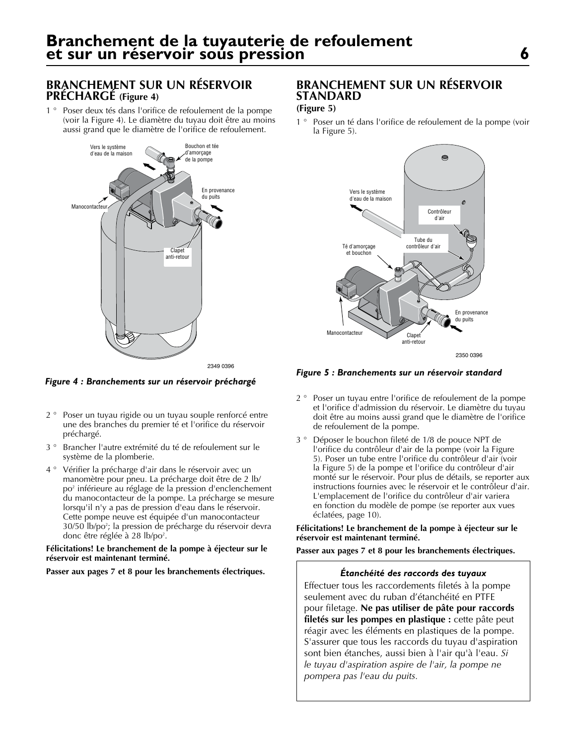# Branchement de la tuyauterie de refoulement et sur un réservoir sous pression

## BRANCHEMENT SUR UN RÉSERVOIR PRÉCHARGÉ (Figure 4)

1 ° Poser deux tés dans l'orifice de refoulement de la pompe (voir la Figure 4). Le diamètre du tuyau doit être au moins aussi grand que le diamètre de l'orifice de refoulement.

*Figure 4 : Branchements sur un réservoir préchargé*

2 ° Poser un tuyau rigide ou un tuyau souple renforcé entre une des branches du premier té et l'orifice du réservoir préchargé.

3 ° Brancher l'autre extrémité du té de refoulement sur le système de la plomberie.

4 ° Vérifier la précharge d'air dans le réservoir avec un manomètre pour pneu. La précharge doit être de 2 lb/po² inférieure au réglage de la pression d'enclenchement du manocontacteur de la pompe. La précharge se mesure lorsqu'il n'y a pas de pression d'eau dans le réservoir. Cette pompe neuve est équipée d'un manocontacteur 30/50 lb/po²; la pression de précharge du réservoir devra donc être réglée à 28 lb/po².

**Félicitations! Le branchement de la pompe à éjecteur sur le réservoir est maintenant terminé.**

**Passer aux pages 7 et 8 pour les branchements électriques.**

## BRANCHEMENT SUR UN RÉSERVOIR STANDARD

**(Figure 5)**

1 ° Poser un té dans l'orifice de refoulement de la pompe (voir la Figure 5).

*Figure 5 : Branchements sur un réservoir standard*

2 ° Poser un tuyau entre l'orifice de refoulement de la pompe et l'orifice d'admission du réservoir. Le diamètre du tuyau doit être au moins aussi grand que le diamètre de l'orifice de refoulement de la pompe.

3 ° Déposer le bouchon fileté de 1/8 de pouce NPT de l'orifice du contrôleur d'air de la pompe (voir la Figure 5). Poser un tube entre l'orifice du contrôleur d'air (voir la Figure 5) de la pompe et l'orifice du contrôleur d'air monté sur le réservoir. Pour plus de détails, se reporter aux instructions fournies avec le réservoir et le contrôleur d'air. L'emplacement de l'orifice du contrôleur d'air variera en fonction du modèle de pompe (se reporter aux vues éclatées, page 10).

**Félicitations! Le branchement de la pompe à éjecteur sur le réservoir est maintenant terminé.**

**Passer aux pages 7 et 8 pour les branchements électriques.**

***Étanchéité des raccords des tuyaux***

Effectuer tous les raccordements filetés à la pompe seulement avec du ruban d'étanchéité en PTFE pour filetage. **Ne pas utiliser de pâte pour raccords filetés sur les pompes en plastique :** cette pâte peut réagir avec les éléments en plastiques de la pompe. S'assurer que tous les raccords du tuyau d'aspiration sont bien étanches, aussi bien à l'air qu'à l'eau. *Si le tuyau d'aspiration aspire de l'air, la pompe ne pompera pas l'eau du puits.*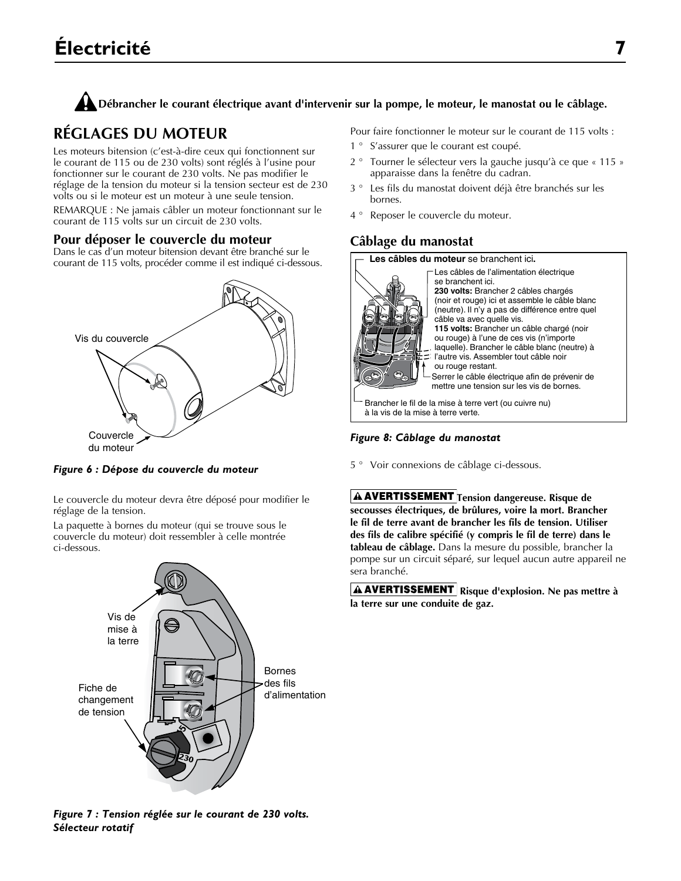**Débrancher le courant électrique avant d'intervenir sur la pompe, le moteur, le manostat ou le câblage.**

## RÉGLAGES DU MOTEUR

Les moteurs bitension (c'est-à-dire ceux qui fonctionnent sur le courant de 115 ou de 230 volts) sont réglés à l'usine pour fonctionner sur le courant de 230 volts. Ne pas modifier le réglage de la tension du moteur si la tension secteur est de 230 volts ou si le moteur est un moteur à une seule tension.

REMARQUE : Ne jamais câbler un moteur fonctionnant sur le courant de 115 volts sur un circuit de 230 volts.

### Pour déposer le couvercle du moteur

Dans le cas d'un moteur bitension devant être branché sur le courant de 115 volts, procéder comme il est indiqué ci-dessous.

Vis du couvercle

Couvercle du moteur

*Figure 6 : Dépose du couvercle du moteur*

Le couvercle du moteur devra être déposé pour modifier le réglage de la tension.

La paquette à bornes du moteur (qui se trouve sous le couvercle du moteur) doit ressembler à celle montrée ci-dessous.

Vis de mise à la terre

Fiche de changement de tension

Bornes des fils d'alimentation

*Figure 7 : Tension réglée sur le courant de 230 volts. Sélecteur rotatif*

Pour faire fonctionner le moteur sur le courant de 115 volts :

1 ° S'assurer que le courant est coupé.

2 ° Tourner le sélecteur vers la gauche jusqu'à ce que « 115 » apparaisse dans la fenêtre du cadran.

3 ° Les fils du manostat doivent déjà être branchés sur les bornes.

4 ° Reposer le couvercle du moteur.

### Câblage du manostat

**Les câbles du moteur** se branchent ici**.**

Les câbles de l'alimentation électrique se branchent ici.
**230 volts:** Brancher 2 câbles chargés (noir et rouge) ici et assemble le câble blanc (neutre). Il n'y a pas de différence entre quel câble va avec quelle vis.
**115 volts:** Brancher un câble chargé (noir ou rouge) à l'une de ces vis (n'importe laquelle). Brancher le câble blanc (neutre) à l'autre vis. Assembler tout câble noir ou rouge restant.

Serrer le câble électrique afin de prévenir de mettre une tension sur les vis de bornes.

Brancher le fil de la mise à terre vert (ou cuivre nu) à la vis de la mise à terre verte.

*Figure 8: Câblage du manostat*

5 ° Voir connexions de câblage ci-dessous.

**⚠ AVERTISSEMENT Tension dangereuse. Risque de secousses électriques, de brûlures, voire la mort. Brancher le fil de terre avant de brancher les fils de tension. Utiliser des fils de calibre spécifié (y compris le fil de terre) dans le tableau de câblage.** Dans la mesure du possible, brancher la pompe sur un circuit séparé, sur lequel aucun autre appareil ne sera branché.

**⚠ AVERTISSEMENT Risque d'explosion. Ne pas mettre à la terre sur une conduite de gaz.**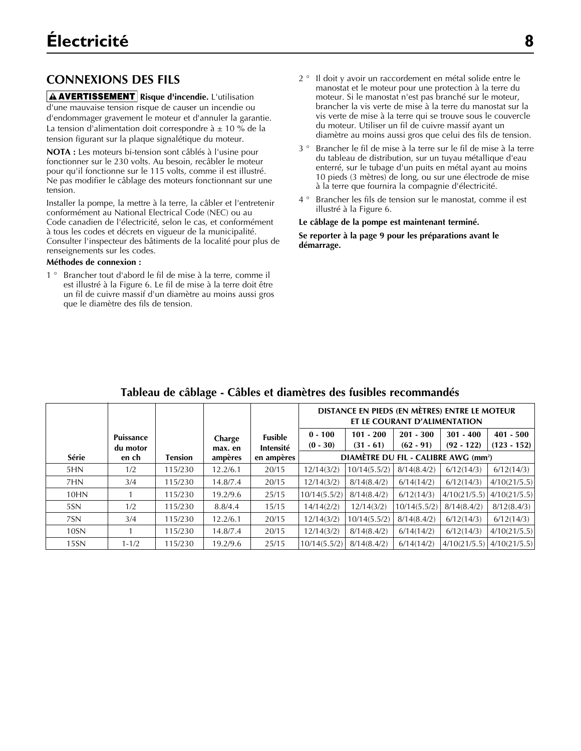# Électricité

## CONNEXIONS DES FILS

**⚠ AVERTISSEMENT** **Risque d'incendie.** L'utilisation d'une mauvaise tension risque de causer un incendie ou d'endommager gravement le moteur et d'annuler la garantie. La tension d'alimentation doit correspondre à ± 10 % de la tension figurant sur la plaque signalétique du moteur.

**NOTA :** Les moteurs bi-tension sont câblés à l'usine pour fonctionner sur le 230 volts. Au besoin, recâbler le moteur pour qu'il fonctionne sur le 115 volts, comme il est illustré. Ne pas modifier le câblage des moteurs fonctionnant sur une tension.

Installer la pompe, la mettre à la terre, la câbler et l'entretenir conformément au National Electrical Code (NEC) ou au Code canadien de l'électricité, selon le cas, et conformément à tous les codes et décrets en vigueur de la municipalité. Consulter l'inspecteur des bâtiments de la localité pour plus de renseignements sur les codes.

**Méthodes de connexion :**

1 ° Brancher tout d'abord le fil de mise à la terre, comme il est illustré à la Figure 6. Le fil de mise à la terre doit être un fil de cuivre massif d'un diamètre au moins aussi gros que le diamètre des fils de tension.

2 ° Il doit y avoir un raccordement en métal solide entre le manostat et le moteur pour une protection à la terre du moteur. Si le manostat n'est pas branché sur le moteur, brancher la vis verte de mise à la terre du manostat sur la vis verte de mise à la terre qui se trouve sous le couvercle du moteur. Utiliser un fil de cuivre massif ayant un diamètre au moins aussi gros que celui des fils de tension.

3 ° Brancher le fil de mise à la terre sur le fil de mise à la terre du tableau de distribution, sur un tuyau métallique d'eau enterré, sur le tubage d'un puits en métal ayant au moins 10 pieds (3 mètres) de long, ou sur une électrode de mise à la terre que fournira la compagnie d'électricité.

4 ° Brancher les fils de tension sur le manostat, comme il est illustré à la Figure 6.

**Le câblage de la pompe est maintenant terminé.**

**Se reporter à la page 9 pour les préparations avant le démarrage.**

### Tableau de câblage - Câbles et diamètres des fusibles recommandés

| Série | Puissance du motor en ch | Tension | Charge max. en ampères | Fusible Intensité en ampères | DISTANCE EN PIEDS (EN MÈTRES) ENTRE LE MOTEUR ET LE COURANT D'ALIMENTATION | | | | |
|---|---|---|---|---|---|---|---|---|---|
| | | | | | **0 - 100 (0 - 30)** | **101 - 200 (31 - 61)** | **201 - 300 (62 - 91)** | **301 - 400 (92 - 122)** | **401 - 500 (123 - 152)** |
| | | | | | DIAMÈTRE DU FIL - CALIBRE AWG (mm²) | | | | |
| 5HN | 1/2 | 115/230 | 12.2/6.1 | 20/15 | 12/14(3/2) | 10/14(5.5/2) | 8/14(8.4/2) | 6/12(14/3) | 6/12(14/3) |
| 7HN | 3/4 | 115/230 | 14.8/7.4 | 20/15 | 12/14(3/2) | 8/14(8.4/2) | 6/14(14/2) | 6/12(14/3) | 4/10(21/5.5) |
| 10HN | 1 | 115/230 | 19.2/9.6 | 25/15 | 10/14(5.5/2) | 8/14(8.4/2) | 6/12(14/3) | 4/10(21/5.5) | 4/10(21/5.5) |
| 5SN | 1/2 | 115/230 | 8.8/4.4 | 15/15 | 14/14(2/2) | 12/14(3/2) | 10/14(5.5/2) | 8/14(8.4/2) | 8/12(8.4/3) |
| 7SN | 3/4 | 115/230 | 12.2/6.1 | 20/15 | 12/14(3/2) | 10/14(5.5/2) | 8/14(8.4/2) | 6/12(14/3) | 6/12(14/3) |
| 10SN | 1 | 115/230 | 14.8/7.4 | 20/15 | 12/14(3/2) | 8/14(8.4/2) | 6/14(14/2) | 6/12(14/3) | 4/10(21/5.5) |
| 15SN | 1-1/2 | 115/230 | 19.2/9.6 | 25/15 | 10/14(5.5/2) | 8/14(8.4/2) | 6/14(14/2) | 4/10(21/5.5) | 4/10(21/5.5) |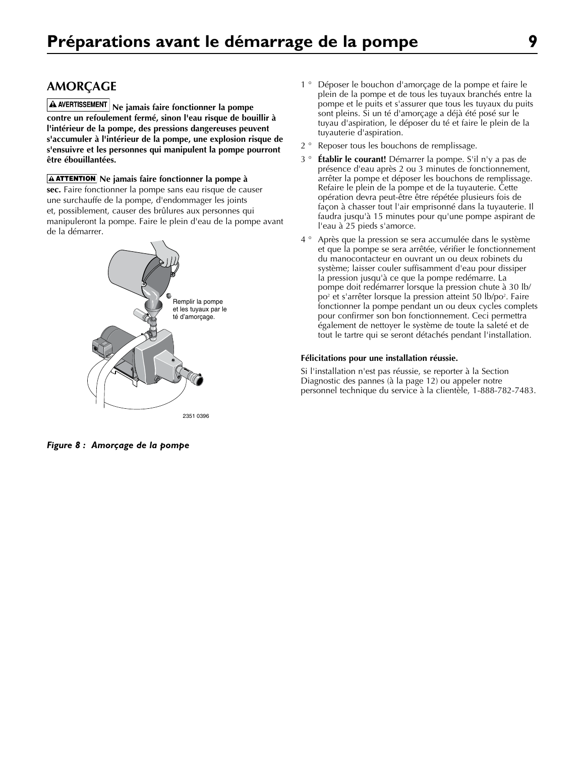# Préparations avant le démarrage de la pompe

## AMORÇAGE

**AVERTISSEMENT Ne jamais faire fonctionner la pompe contre un refoulement fermé, sinon l'eau risque de bouillir à l'intérieur de la pompe, des pressions dangereuses peuvent s'accumuler à l'intérieur de la pompe, une explosion risque de s'ensuivre et les personnes qui manipulent la pompe pourront être ébouillantées.**

**ATTENTION Ne jamais faire fonctionner la pompe à sec.** Faire fonctionner la pompe sans eau risque de causer une surchauffe de la pompe, d'endommager les joints et, possiblement, causer des brûlures aux personnes qui manipuleront la pompe. Faire le plein d'eau de la pompe avant de la démarrer.

Remplir la pompe et les tuyaux par le té d'amorçage.

2351 0396

*Figure 8 : Amorçage de la pompe*

1 ° Déposer le bouchon d'amorçage de la pompe et faire le plein de la pompe et de tous les tuyaux branchés entre la pompe et le puits et s'assurer que tous les tuyaux du puits sont pleins. Si un té d'amorçage a déjà été posé sur le tuyau d'aspiration, le déposer du té et faire le plein de la tuyauterie d'aspiration.

2 ° Reposer tous les bouchons de remplissage.

3 ° **Établir le courant!** Démarrer la pompe. S'il n'y a pas de présence d'eau après 2 ou 3 minutes de fonctionnement, arrêter la pompe et déposer les bouchons de remplissage. Refaire le plein de la pompe et de la tuyauterie. Cette opération devra peut-être être répétée plusieurs fois de façon à chasser tout l'air emprisonné dans la tuyauterie. Il faudra jusqu'à 15 minutes pour qu'une pompe aspirant de l'eau à 25 pieds s'amorce.

4 ° Après que la pression se sera accumulée dans le système et que la pompe se sera arrêtée, vérifier le fonctionnement du manocontacteur en ouvrant un ou deux robinets du système; laisser couler suffisamment d'eau pour dissiper la pression jusqu'à ce que la pompe redémarre. La pompe doit redémarrer lorsque la pression chute à 30 lb/po$^2$ et s'arrêter lorsque la pression atteint 50 lb/po$^2$. Faire fonctionner la pompe pendant un ou deux cycles complets pour confirmer son bon fonctionnement. Ceci permettra également de nettoyer le système de toute la saleté et de tout le tartre qui se seront détachés pendant l'installation.

**Félicitations pour une installation réussie.**

Si l'installation n'est pas réussie, se reporter à la Section Diagnostic des pannes (à la page 12) ou appeler notre personnel technique du service à la clientèle, 1-888-782-7483.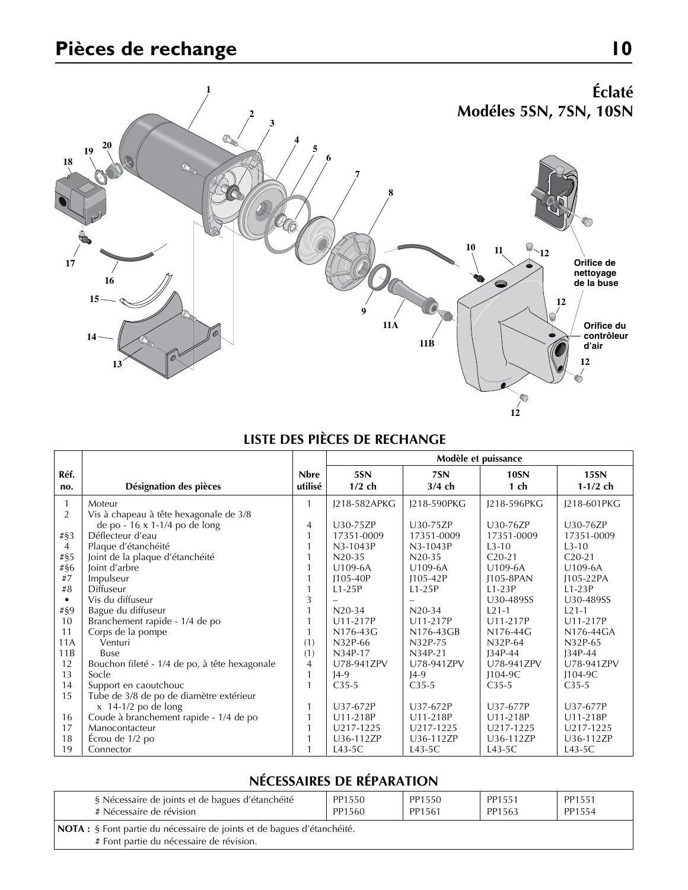# Pièces de rechange

## Éclaté
## Modéles 5SN, 7SN, 10SN

1, 2, 3, 4, 5, 6, 7, 8, 9, 10, 11, 11A, 11B, 12, 13, 14, 15, 16, 17, 18, 19, 20

Orifice de nettoyage de la buse

Orifice du contrôleur d'air

## LISTE DES PIÈCES DE RECHANGE

| Réf. no. | Désignation des pièces | Nbre utilisé | Modèle et puissance 5SN 1/2 ch | 7SN 3/4 ch | 10SN 1 ch | 15SN 1-1/2 ch |
|---|---|---|---|---|---|---|
| 1 | Moteur | 1 | J218-582APKG | J218-590PKG | J218-596PKG | J218-601PKG |
| 2 | Vis à chapeau à tête hexagonale de 3/8 de po - 16 x 1-1/4 po de long | 4 | U30-75ZP | U30-75ZP | U30-76ZP | U30-76ZP |
| #§3 | Déflecteur d'eau | 1 | 17351-0009 | 17351-0009 | 17351-0009 | 17351-0009 |
| 4 | Plaque d'étanchéité | 1 | N3-1043P | N3-1043P | L3-10 | L3-10 |
| #§5 | Joint de la plaque d'étanchéité | 1 | N20-35 | N20-35 | C20-21 | C20-21 |
| #§6 | Joint d'arbre | 1 | U109-6A | U109-6A | U109-6A | U109-6A |
| #7 | Impulseur | 1 | J105-40P | J105-42P | J105-8PAN | J105-22PA |
| #8 | Diffuseur | 1 | L1-25P | L1-25P | L1-23P | L1-23P |
| • | Vis du diffuseur | 3 | – | – | U30-489SS | U30-489SS |
| #§9 | Bague du diffuseur | 1 | N20-34 | N20-34 | L21-1 | L21-1 |
| 10 | Branchement rapide - 1/4 de po | 1 | U11-217P | U11-217P | U11-217P | U11-217P |
| 11 | Corps de la pompe | 1 | N176-43G | N176-43GB | N176-44G | N176-44GA |
| 11A | Venturi | (1) | N32P-66 | N32P-75 | N32P-64 | N32P-65 |
| 11B | Buse | (1) | N34P-17 | N34P-21 | J34P-44 | J34P-44 |
| 12 | Bouchon fileté - 1/4 de po, à tête hexagonale | 4 | U78-941ZPV | U78-941ZPV | U78-941ZPV | U78-941ZPV |
| 13 | Socle | 1 | J4-9 | J4-9 | J104-9C | J104-9C |
| 14 | Support en caoutchouc | 1 | C35-5 | C35-5 | C35-5 | C35-5 |
| 15 | Tube de 3/8 de po de diamètre extérieur x 14-1/2 po de long | 1 | U37-672P | U37-672P | U37-677P | U37-677P |
| 16 | Coude à branchement rapide - 1/4 de po | 1 | U11-218P | U11-218P | U11-218P | U11-218P |
| 17 | Manocontacteur | 1 | U217-1225 | U217-1225 | U217-1225 | U217-1225 |
| 18 | Écrou de 1/2 po | 1 | U36-112ZP | U36-112ZP | U36-112ZP | U36-112ZP |
| 19 | Connector | 1 | L43-5C | L43-5C | L43-5C | L43-5C |

## NÉCESSAIRES DE RÉPARATION

| | 5SN | 7SN | 10SN | 15SN |
|---|---|---|---|---|
| § Nécessaire de joints et de bagues d'étanchéité | PP1550 | PP1550 | PP1551 | PP1551 |
| # Nécessaire de révision | PP1560 | PP1561 | PP1563 | PP1554 |

**NOTA :** § Font partie du nécessaire de joints et de bagues d'étanchéité.
# Font partie du nécessaire de révision.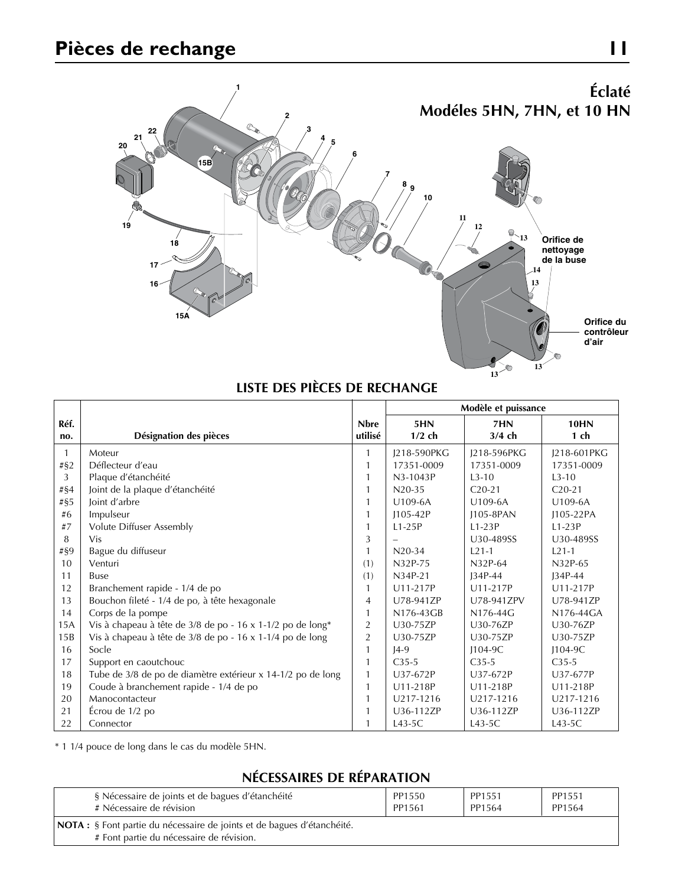# Pièces de rechange

## Éclaté
## Modéles 5HN, 7HN, et 10 HN

Orifice de nettoyage de la buse

Orifice du contrôleur d'air

### LISTE DES PIÈCES DE RECHANGE

| Réf. no. | Désignation des pièces | Nbre utilisé | Modèle et puissance 5HN 1/2 ch | 7HN 3/4 ch | 10HN 1 ch |
|---|---|---|---|---|---|
| 1 | Moteur | 1 | J218-590PKG | J218-596PKG | J218-601PKG |
| #§2 | Déflecteur d'eau | 1 | 17351-0009 | 17351-0009 | 17351-0009 |
| 3 | Plaque d'étanchéité | 1 | N3-1043P | L3-10 | L3-10 |
| #§4 | Joint de la plaque d'étanchéité | 1 | N20-35 | C20-21 | C20-21 |
| #§5 | Joint d'arbre | 1 | U109-6A | U109-6A | U109-6A |
| #6 | Impulseur | 1 | J105-42P | J105-8PAN | J105-22PA |
| #7 | Volute Diffuser Assembly | 1 | L1-25P | L1-23P | L1-23P |
| 8 | Vis | 3 | – | U30-489SS | U30-489SS |
| #§9 | Bague du diffuseur | 1 | N20-34 | L21-1 | L21-1 |
| 10 | Venturi | (1) | N32P-75 | N32P-64 | N32P-65 |
| 11 | Buse | (1) | N34P-21 | J34P-44 | J34P-44 |
| 12 | Branchement rapide - 1/4 de po | 1 | U11-217P | U11-217P | U11-217P |
| 13 | Bouchon fileté - 1/4 de po, à tête hexagonale | 4 | U78-941ZP | U78-941ZPV | U78-941ZP |
| 14 | Corps de la pompe | 1 | N176-43GB | N176-44G | N176-44GA |
| 15A | Vis à chapeau à tête de 3/8 de po - 16 x 1-1/2 po de long* | 2 | U30-75ZP | U30-76ZP | U30-76ZP |
| 15B | Vis à chapeau à tête de 3/8 de po - 16 x 1-1/4 po de long | 2 | U30-75ZP | U30-75ZP | U30-75ZP |
| 16 | Socle | 1 | J4-9 | J104-9C | J104-9C |
| 17 | Support en caoutchouc | 1 | C35-5 | C35-5 | C35-5 |
| 18 | Tube de 3/8 de po de diamètre extérieur x 14-1/2 po de long | 1 | U37-672P | U37-672P | U37-677P |
| 19 | Coude à branchement rapide - 1/4 de po | 1 | U11-218P | U11-218P | U11-218P |
| 20 | Manocontacteur | 1 | U217-1216 | U217-1216 | U217-1216 |
| 21 | Écrou de 1/2 po | 1 | U36-112ZP | U36-112ZP | U36-112ZP |
| 22 | Connector | 1 | L43-5C | L43-5C | L43-5C |

\* 1 1/4 pouce de long dans le cas du modèle 5HN.

### NÉCESSAIRES DE RÉPARATION

| | 5HN | 7HN | 10HN |
|---|---|---|---|
| § Nécessaire de joints et de bagues d'étanchéité | PP1550 | PP1551 | PP1551 |
| # Nécessaire de révision | PP1561 | PP1564 | PP1564 |

**NOTA :** § Font partie du nécessaire de joints et de bagues d'étanchéité.
# Font partie du nécessaire de révision.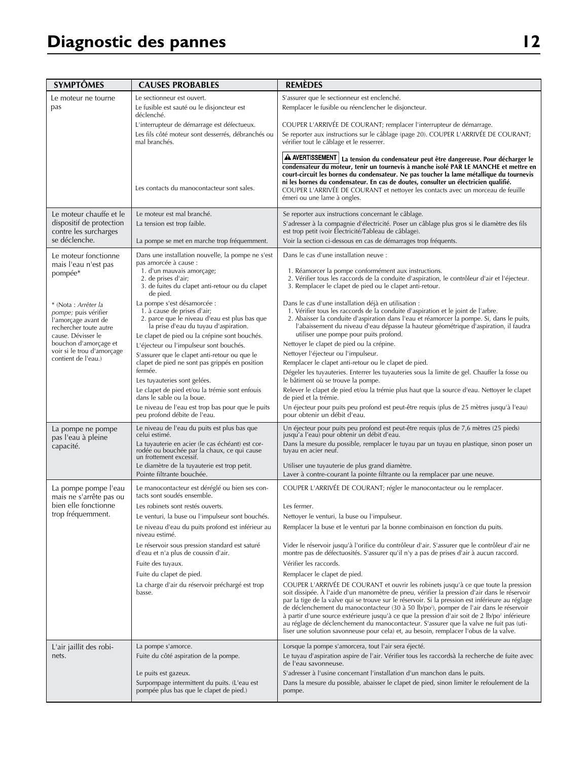# Diagnostic des pannes

| SYMPTÔMES | CAUSES PROBABLES | REMÈDES |
|---|---|---|
| Le moteur ne tourne pas | Le sectionneur est ouvert. | S'assurer que le sectionneur est enclenché. |
| | Le fusible est sauté ou le disjoncteur est déclenché. | Remplacer le fusible ou réenclencher le disjoncteur. |
| | L'interrupteur de démarrage est défectueux. | COUPER L'ARRIVÉE DE COURANT; remplacer l'interrupteur de démarrage. |
| | Les fils côté moteur sont desserrés, débranchés ou mal branchés. | Se reporter aux instructions sur le câblage (page 20). COUPER L'ARRIVÉE DE COURANT; vérifier tout le câblage et le resserrer. |
| | Les contacts du manocontacteur sont sales. | **⚠ AVERTISSEMENT La tension du condensateur peut être dangereuse. Pour décharger le condensateur du moteur, tenir un tournevis à manche isolé PAR LE MANCHE et mettre en court-circuit les bornes du condensateur. Ne pas toucher la lame métallique du tournevis ni les bornes du condensateur. En cas de doutes, consulter un électricien qualifié.** COUPER L'ARRIVÉE DE COURANT et nettoyer les contacts avec un morceau de feuille émeri ou une lame à ongles. |
| Le moteur chauffe et le dispositif de protection contre les surcharges se déclenche. | Le moteur est mal branché. | Se reporter aux instructions concernant le câblage. |
| | La tension est trop faible. | S'adresser à la compagnie d'électricité. Poser un câblage plus gros si le diamètre des fils est trop petit (voir Électricité/Tableau de câblage). |
| | La pompe se met en marche trop fréquemment. | Voir la section ci-dessous en cas de démarrages trop fréquents. |
| Le moteur fonctionne mais l'eau n'est pas pompée* <br><br> * (Nota : *Arrêter la pompe;* puis vérifier l'amorçage avant de rechercher toute autre cause. Dévisser le bouchon d'amorçage et voir si le trou d'amorçage contient de l'eau.) | Dans une installation nouvelle, la pompe ne s'est pas amorcée à cause : <br> 1. d'un mauvais amorçage; <br> 2. de prises d'air; <br> 3. de fuites du clapet anti-retour ou du clapet de pied. | Dans le cas d'une installation neuve : <br> 1. Réamorcer la pompe conformément aux instructions. <br> 2. Vérifier tous les raccords de la conduite d'aspiration, le contrôleur d'air et l'éjecteur. <br> 3. Remplacer le clapet de pied ou le clapet anti-retour. |
| | La pompe s'est désamorcée : <br> 1. à cause de prises d'air; <br> 2. parce que le niveau d'eau est plus bas que la prise d'eau du tuyau d'aspiration. | Dans le cas d'une installation déjà en utilisation : <br> 1. Vérifier tous les raccords de la conduite d'aspiration et le joint de l'arbre. <br> 2. Abaisser la conduite d'aspiration dans l'eau et réamorcer la pompe. Si, dans le puits, l'abaissement du niveau d'eau dépasse la hauteur géométrique d'aspiration, il faudra utiliser une pompe pour puits profond. |
| | Le clapet de pied ou la crépine sont bouchés. | Nettoyer le clapet de pied ou la crépine. |
| | L'éjecteur ou l'impulseur sont bouchés. | Nettoyer l'éjecteur ou l'impulseur. |
| | S'assurer que le clapet anti-retour ou que le clapet de pied ne sont pas grippés en position fermée. | Remplacer le clapet anti-retour ou le clapet de pied. |
| | Les tuyauteries sont gelées. | Dégeler les tuyauteries. Enterrer les tuyauteries sous la limite de gel. Chauffer la fosse ou le bâtiment où se trouve la pompe. |
| | Le clapet de pied et/ou la trémie sont enfouis dans le sable ou la boue. | Relever le clapet de pied et/ou la trémie plus haut que la source d'eau. Nettoyer le clapet de pied et la trémie. |
| | Le niveau de l'eau est trop bas pour que le puits peu profond débite de l'eau. | Un éjecteur pour puits peu profond est peut-être requis (plus de 25 mètres jusqu'à l'eau) pour obtenir un débit d'eau. |
| La pompe ne pompe pas l'eau à pleine capacité. | Le niveau de l'eau du puits est plus bas que celui estimé. | Un éjecteur pour puits peu profond est peut-être requis (plus de 7,6 mètres (25 pieds) jusqu'à l'eau) pour obtenir un débit d'eau. |
| | La tuyauterie en acier (le cas échéant) est corrodée ou bouchée par la chaux, ce qui cause un frottement excessif. | Dans la mesure du possible, remplacer le tuyau par un tuyau en plastique, sinon poser un tuyau en acier neuf. |
| | Le diamètre de la tuyauterie est trop petit. | Utiliser une tuyauterie de plus grand diamètre. |
| | Pointe filtrante bouchée. | Laver à contre-courant la pointe filtrante ou la remplacer par une neuve. |
| La pompe pompe l'eau mais ne s'arrête pas ou bien elle fonctionne trop fréquemment. | Le manocontacteur est déréglé ou bien ses contacts sont soudés ensemble. | COUPER L'ARRIVÉE DE COURANT; régler le manocontacteur ou le remplacer. |
| | Les robinets sont restés ouverts. | Les fermer. |
| | Le venturi, la buse ou l'impulseur sont bouchés. | Nettoyer le venturi, la buse ou l'impulseur. |
| | Le niveau d'eau du puits profond est inférieur au niveau estimé. | Remplacer la buse et le venturi par la bonne combinaison en fonction du puits. |
| | Le réservoir sous pression standard est saturé d'eau et n'a plus de coussin d'air. | Vider le réservoir jusqu'à l'orifice du contrôleur d'air. S'assurer que le contrôleur d'air ne montre pas de défectuosités. S'assurer qu'il n'y a pas de prises d'air à aucun raccord. |
| | Fuite des tuyaux. | Vérifier les raccords. |
| | Fuite du clapet de pied. | Remplacer le clapet de pied. |
| | La charge d'air du réservoir préchargé est trop basse. | COUPER L'ARRIVÉE DE COURANT et ouvrir les robinets jusqu'à ce que toute la pression soit dissipée. À l'aide d'un manomètre de pneu, vérifier la pression d'air dans le réservoir par la tige de la valve qui se trouve sur le réservoir. Si la pression est inférieure au réglage de déclenchement du manocontacteur (30 à 50 lb/po²), pomper de l'air dans le réservoir à partir d'une source extérieure jusqu'à ce que la pression d'air soit de 2 lb/po² inférieure au réglage de déclenchement du manocontacteur. S'assurer que la valve ne fuit pas (utiliser une solution savonneuse pour cela) et, au besoin, remplacer l'obus de la valve. |
| L'air jaillit des robinets. | La pompe s'amorce. | Lorsque la pompe s'amorcera, tout l'air sera éjecté. |
| | Fuite du côté aspiration de la pompe. | Le tuyau d'aspiration aspire de l'air. Vérifier tous les raccordsà la recherche de fuite avec de l'eau savonneuse. |
| | Le puits est gazeux. | S'adresser à l'usine concernant l'installation d'un manchon dans le puits. |
| | Surpompage intermittent du puits. (L'eau est pompée plus bas que le clapet de pied.) | Dans la mesure du possible, abaisser le clapet de pied, sinon limiter le refoulement de la pompe. |